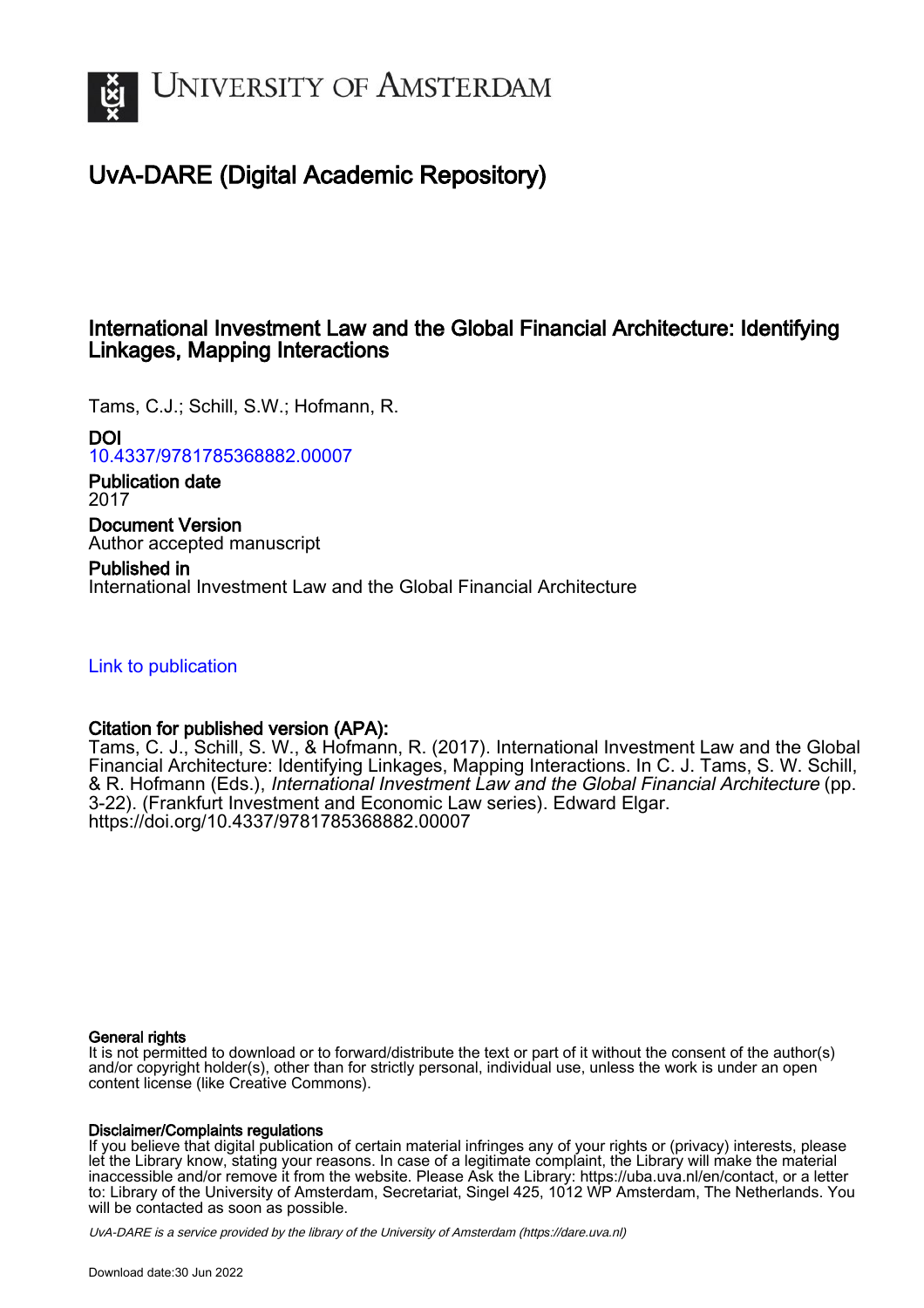# University of Amsterdam

## UvA-DARE (Digital Academic Repository)

### International Investment Law and the Global Financial Architecture: Identifying Linkages, Mapping Interactions

Tams, C.J.; Schill, S.W.; Hofmann, R.

**DOI**
10.4337/9781785368882.00007

**Publication date**
2017

**Document Version**
Author accepted manuscript

**Published in**
International Investment Law and the Global Financial Architecture

Link to publication

**Citation for published version (APA):**
Tams, C. J., Schill, S. W., & Hofmann, R. (2017). International Investment Law and the Global Financial Architecture: Identifying Linkages, Mapping Interactions. In C. J. Tams, S. W. Schill, & R. Hofmann (Eds.), *International Investment Law and the Global Financial Architecture* (pp. 3-22). (Frankfurt Investment and Economic Law series). Edward Elgar. https://doi.org/10.4337/9781785368882.00007

**General rights**
It is not permitted to download or to forward/distribute the text or part of it without the consent of the author(s) and/or copyright holder(s), other than for strictly personal, individual use, unless the work is under an open content license (like Creative Commons).

**Disclaimer/Complaints regulations**
If you believe that digital publication of certain material infringes any of your rights or (privacy) interests, please let the Library know, stating your reasons. In case of a legitimate complaint, the Library will make the material inaccessible and/or remove it from the website. Please Ask the Library: https://uba.uva.nl/en/contact, or a letter to: Library of the University of Amsterdam, Secretariat, Singel 425, 1012 WP Amsterdam, The Netherlands. You will be contacted as soon as possible.

*UvA-DARE is a service provided by the library of the University of Amsterdam (https://dare.uva.nl)*

Download date:30 Jun 2022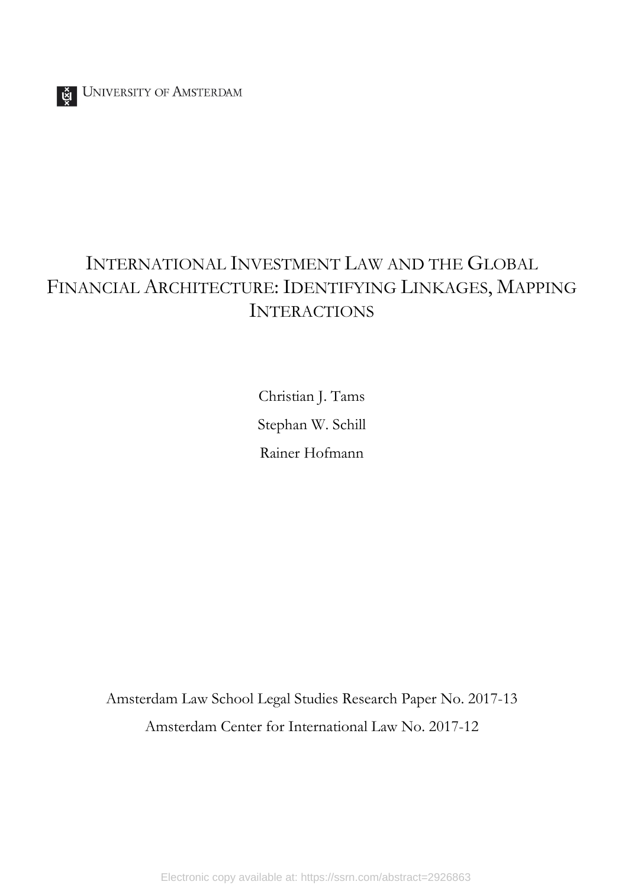UNIVERSITY OF AMSTERDAM

# INTERNATIONAL INVESTMENT LAW AND THE GLOBAL FINANCIAL ARCHITECTURE: IDENTIFYING LINKAGES, MAPPING INTERACTIONS

Christian J. Tams

Stephan W. Schill

Rainer Hofmann

Amsterdam Law School Legal Studies Research Paper No. 2017-13

Amsterdam Center for International Law No. 2017-12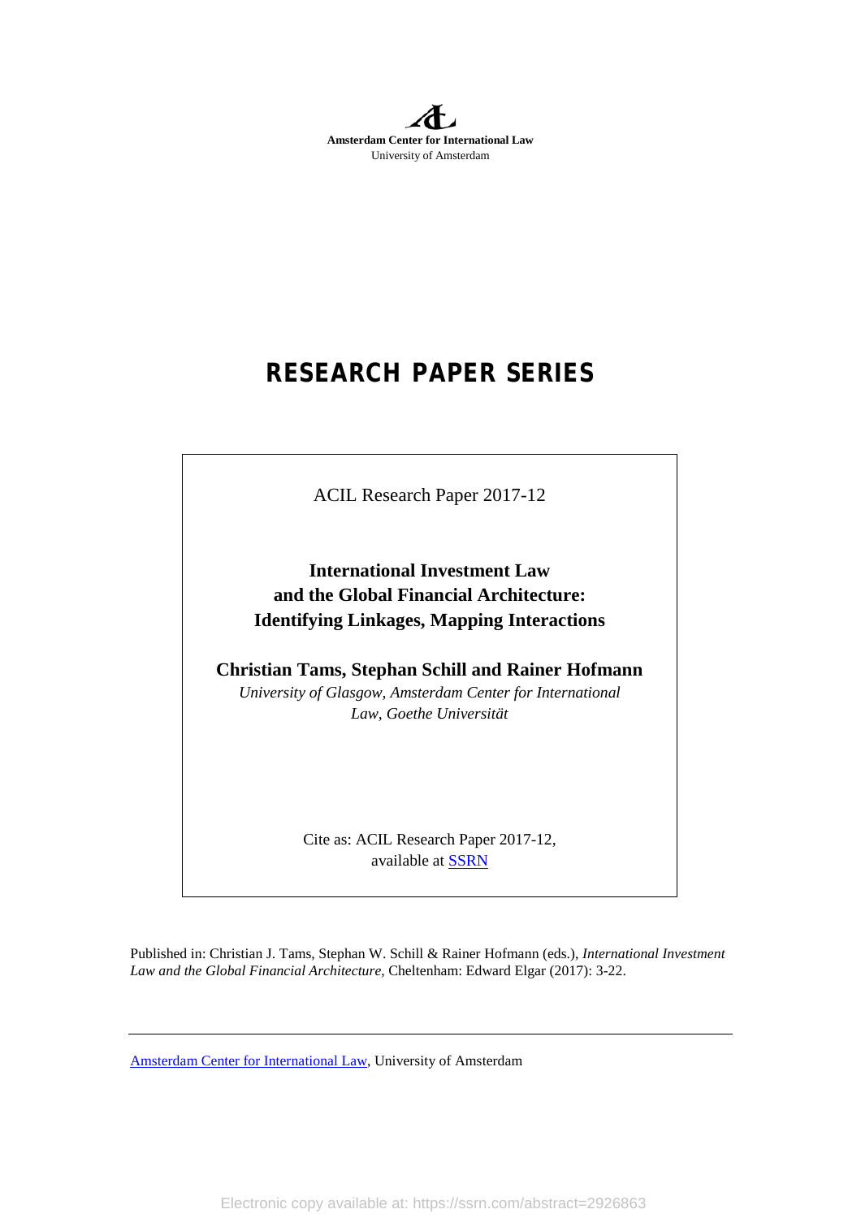**Amsterdam Center for International Law**
University of Amsterdam

# RESEARCH PAPER SERIES

ACIL Research Paper 2017-12

## International Investment Law and the Global Financial Architecture: Identifying Linkages, Mapping Interactions

**Christian Tams, Stephan Schill and Rainer Hofmann**

*University of Glasgow, Amsterdam Center for International Law, Goethe Universität*

Cite as: ACIL Research Paper 2017-12, available at SSRN

Published in: Christian J. Tams, Stephan W. Schill & Rainer Hofmann (eds.), *International Investment Law and the Global Financial Architecture*, Cheltenham: Edward Elgar (2017): 3-22.

Amsterdam Center for International Law, University of Amsterdam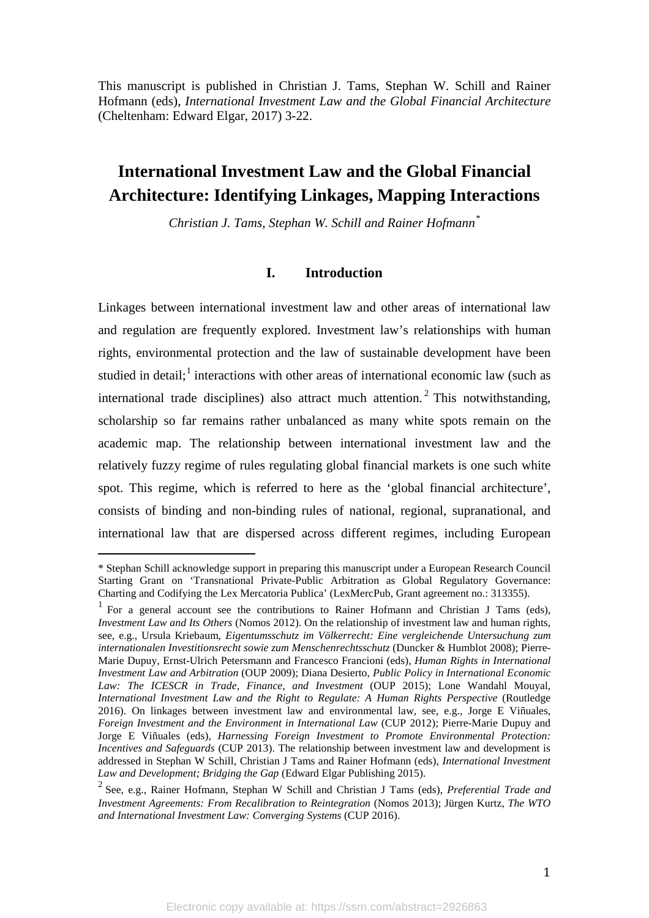This manuscript is published in Christian J. Tams, Stephan W. Schill and Rainer Hofmann (eds), *International Investment Law and the Global Financial Architecture* (Cheltenham: Edward Elgar, 2017) 3-22.

# International Investment Law and the Global Financial Architecture: Identifying Linkages, Mapping Interactions

*Christian J. Tams, Stephan W. Schill and Rainer Hofmann*[*]

## I. Introduction

Linkages between international investment law and other areas of international law and regulation are frequently explored. Investment law's relationships with human rights, environmental protection and the law of sustainable development have been studied in detail;[1] interactions with other areas of international economic law (such as international trade disciplines) also attract much attention.[2] This notwithstanding, scholarship so far remains rather unbalanced as many white spots remain on the academic map. The relationship between international investment law and the relatively fuzzy regime of rules regulating global financial markets is one such white spot. This regime, which is referred to here as the 'global financial architecture', consists of binding and non-binding rules of national, regional, supranational, and international law that are dispersed across different regimes, including European

---

[*] Stephan Schill acknowledge support in preparing this manuscript under a European Research Council Starting Grant on 'Transnational Private-Public Arbitration as Global Regulatory Governance: Charting and Codifying the Lex Mercatoria Publica' (LexMercPub, Grant agreement no.: 313355).

[1] For a general account see the contributions to Rainer Hofmann and Christian J Tams (eds), *Investment Law and Its Others* (Nomos 2012). On the relationship of investment law and human rights, see, e.g., Ursula Kriebaum, *Eigentumsschutz im Völkerrecht: Eine vergleichende Untersuchung zum internationalen Investitionsrecht sowie zum Menschenrechtsschutz* (Duncker & Humblot 2008); Pierre-Marie Dupuy, Ernst-Ulrich Petersmann and Francesco Francioni (eds), *Human Rights in International Investment Law and Arbitration* (OUP 2009); Diana Desierto, *Public Policy in International Economic Law: The ICESCR in Trade, Finance, and Investment* (OUP 2015); Lone Wandahl Mouyal, *International Investment Law and the Right to Regulate: A Human Rights Perspective* (Routledge 2016). On linkages between investment law and environmental law, see, e.g., Jorge E Viñuales, *Foreign Investment and the Environment in International Law* (CUP 2012); Pierre-Marie Dupuy and Jorge E Viñuales (eds), *Harnessing Foreign Investment to Promote Environmental Protection: Incentives and Safeguards* (CUP 2013). The relationship between investment law and development is addressed in Stephan W Schill, Christian J Tams and Rainer Hofmann (eds), *International Investment Law and Development; Bridging the Gap* (Edward Elgar Publishing 2015).

[2] See, e.g., Rainer Hofmann, Stephan W Schill and Christian J Tams (eds), *Preferential Trade and Investment Agreements: From Recalibration to Reintegration* (Nomos 2013); Jürgen Kurtz, *The WTO and International Investment Law: Converging Systems* (CUP 2016).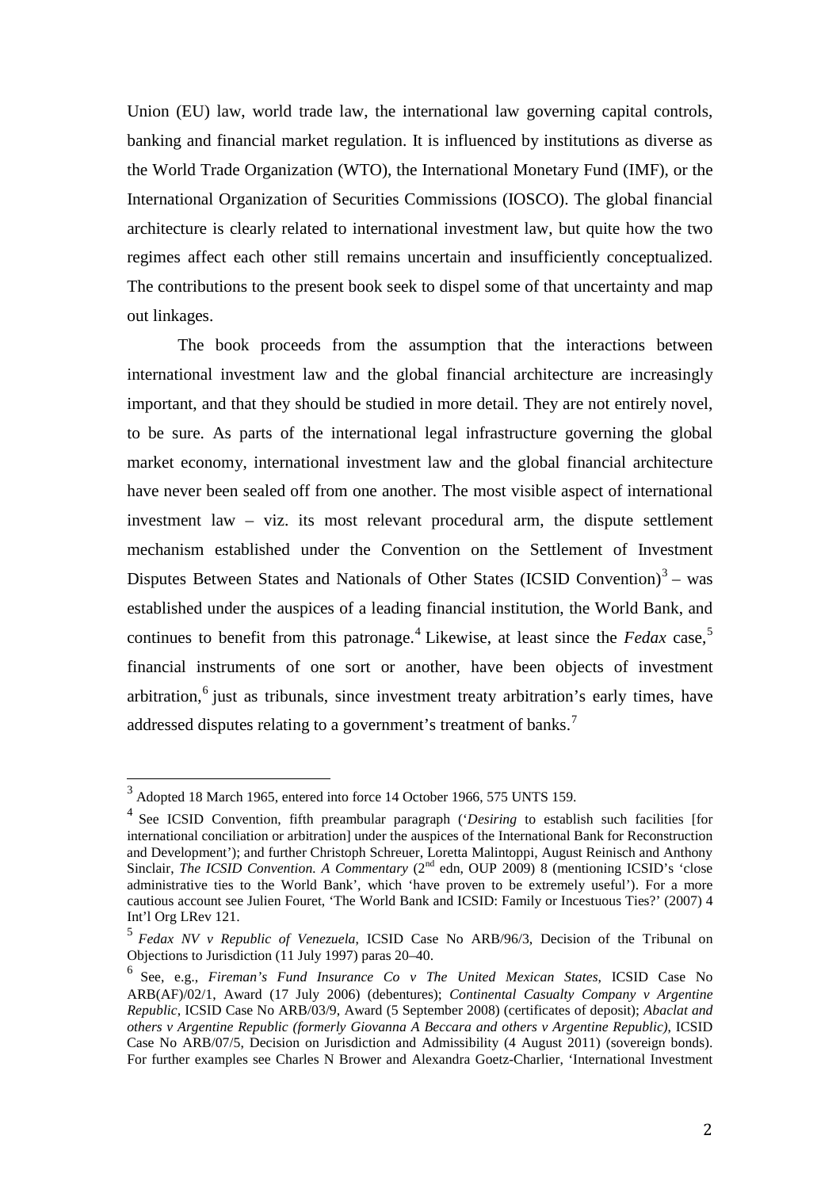Union (EU) law, world trade law, the international law governing capital controls, banking and financial market regulation. It is influenced by institutions as diverse as the World Trade Organization (WTO), the International Monetary Fund (IMF), or the International Organization of Securities Commissions (IOSCO). The global financial architecture is clearly related to international investment law, but quite how the two regimes affect each other still remains uncertain and insufficiently conceptualized. The contributions to the present book seek to dispel some of that uncertainty and map out linkages.

The book proceeds from the assumption that the interactions between international investment law and the global financial architecture are increasingly important, and that they should be studied in more detail. They are not entirely novel, to be sure. As parts of the international legal infrastructure governing the global market economy, international investment law and the global financial architecture have never been sealed off from one another. The most visible aspect of international investment law – viz. its most relevant procedural arm, the dispute settlement mechanism established under the Convention on the Settlement of Investment Disputes Between States and Nationals of Other States (ICSID Convention)[3] – was established under the auspices of a leading financial institution, the World Bank, and continues to benefit from this patronage.[4] Likewise, at least since the *Fedax* case,[5] financial instruments of one sort or another, have been objects of investment arbitration,[6] just as tribunals, since investment treaty arbitration's early times, have addressed disputes relating to a government's treatment of banks.[7]

---

[3] Adopted 18 March 1965, entered into force 14 October 1966, 575 UNTS 159.

[4] See ICSID Convention, fifth preambular paragraph ('*Desiring* to establish such facilities [for international conciliation or arbitration] under the auspices of the International Bank for Reconstruction and Development'); and further Christoph Schreuer, Loretta Malintoppi, August Reinisch and Anthony Sinclair, *The ICSID Convention. A Commentary* (2[nd] edn, OUP 2009) 8 (mentioning ICSID's 'close administrative ties to the World Bank', which 'have proven to be extremely useful'). For a more cautious account see Julien Fouret, 'The World Bank and ICSID: Family or Incestuous Ties?' (2007) 4 Int'l Org LRev 121.

[5] *Fedax NV v Republic of Venezuela*, ICSID Case No ARB/96/3, Decision of the Tribunal on Objections to Jurisdiction (11 July 1997) paras 20–40.

[6] See, e.g., *Fireman's Fund Insurance Co v The United Mexican States*, ICSID Case No ARB(AF)/02/1, Award (17 July 2006) (debentures); *Continental Casualty Company v Argentine Republic*, ICSID Case No ARB/03/9, Award (5 September 2008) (certificates of deposit); *Abaclat and others v Argentine Republic (formerly Giovanna A Beccara and others v Argentine Republic)*, ICSID Case No ARB/07/5, Decision on Jurisdiction and Admissibility (4 August 2011) (sovereign bonds). For further examples see Charles N Brower and Alexandra Goetz-Charlier, 'International Investment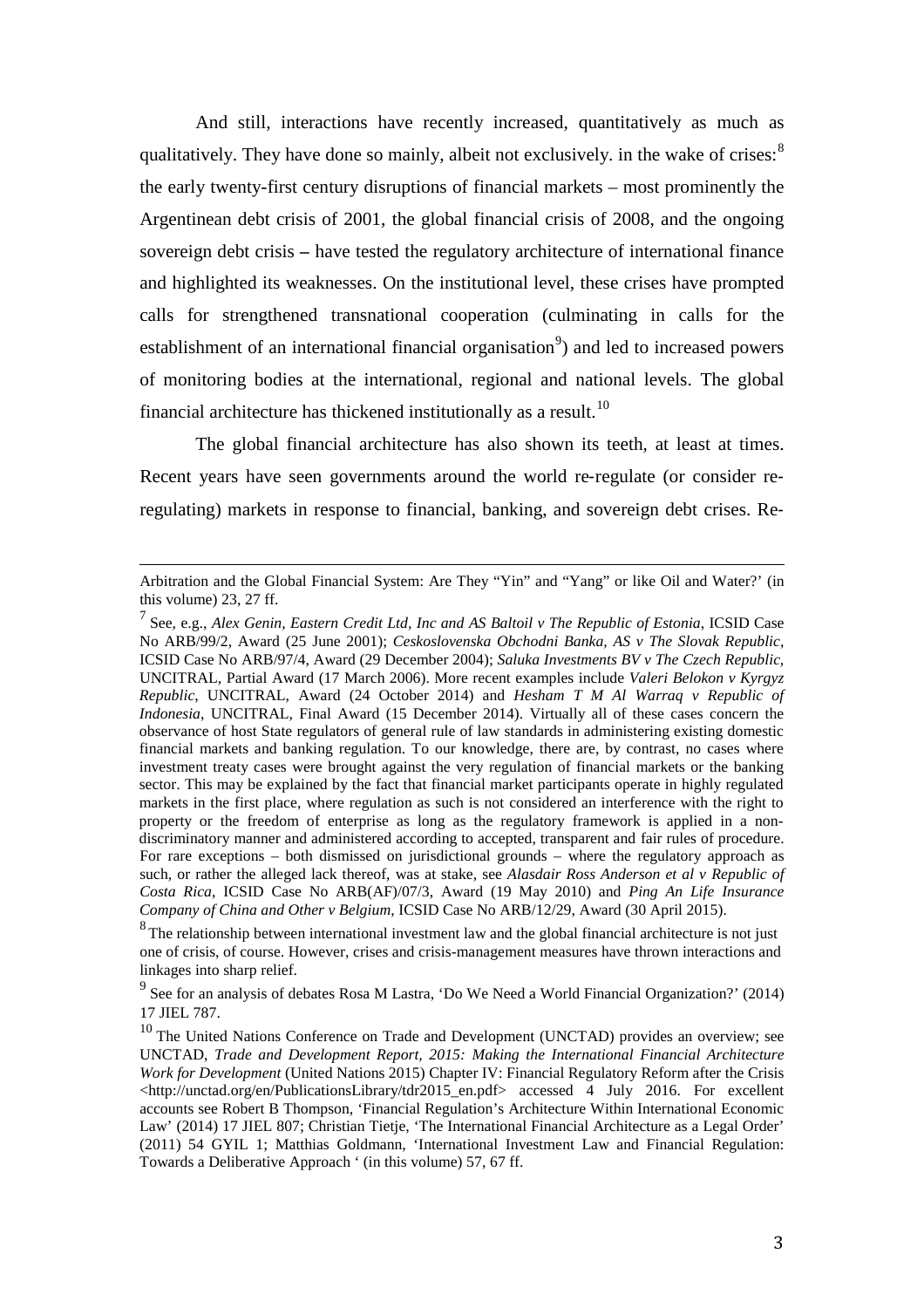And still, interactions have recently increased, quantitatively as much as qualitatively. They have done so mainly, albeit not exclusively. in the wake of crises:[8] the early twenty-first century disruptions of financial markets – most prominently the Argentinean debt crisis of 2001, the global financial crisis of 2008, and the ongoing sovereign debt crisis **–** have tested the regulatory architecture of international finance and highlighted its weaknesses. On the institutional level, these crises have prompted calls for strengthened transnational cooperation (culminating in calls for the establishment of an international financial organisation[9]) and led to increased powers of monitoring bodies at the international, regional and national levels. The global financial architecture has thickened institutionally as a result.[10]

The global financial architecture has also shown its teeth, at least at times. Recent years have seen governments around the world re-regulate (or consider re-regulating) markets in response to financial, banking, and sovereign debt crises. Re-

---

Arbitration and the Global Financial System: Are They "Yin" and "Yang" or like Oil and Water?' (in this volume) 23, 27 ff.

[7] See, e.g., *Alex Genin, Eastern Credit Ltd, Inc and AS Baltoil v The Republic of Estonia*, ICSID Case No ARB/99/2, Award (25 June 2001); *Ceskoslovenska Obchodni Banka, AS v The Slovak Republic*, ICSID Case No ARB/97/4, Award (29 December 2004); *Saluka Investments BV v The Czech Republic*, UNCITRAL, Partial Award (17 March 2006). More recent examples include *Valeri Belokon v Kyrgyz Republic*, UNCITRAL, Award (24 October 2014) and *Hesham T M Al Warraq v Republic of Indonesia*, UNCITRAL, Final Award (15 December 2014). Virtually all of these cases concern the observance of host State regulators of general rule of law standards in administering existing domestic financial markets and banking regulation. To our knowledge, there are, by contrast, no cases where investment treaty cases were brought against the very regulation of financial markets or the banking sector. This may be explained by the fact that financial market participants operate in highly regulated markets in the first place, where regulation as such is not considered an interference with the right to property or the freedom of enterprise as long as the regulatory framework is applied in a non-discriminatory manner and administered according to accepted, transparent and fair rules of procedure. For rare exceptions – both dismissed on jurisdictional grounds – where the regulatory approach as such, or rather the alleged lack thereof, was at stake, see *Alasdair Ross Anderson et al v Republic of Costa Rica*, ICSID Case No ARB(AF)/07/3, Award (19 May 2010) and *Ping An Life Insurance Company of China and Other v Belgium*, ICSID Case No ARB/12/29, Award (30 April 2015).

[8] The relationship between international investment law and the global financial architecture is not just one of crisis, of course. However, crises and crisis-management measures have thrown interactions and linkages into sharp relief.

[9] See for an analysis of debates Rosa M Lastra, 'Do We Need a World Financial Organization?' (2014) 17 JIEL 787.

[10] The United Nations Conference on Trade and Development (UNCTAD) provides an overview; see UNCTAD, *Trade and Development Report, 2015: Making the International Financial Architecture Work for Development* (United Nations 2015) Chapter IV: Financial Regulatory Reform after the Crisis <http://unctad.org/en/PublicationsLibrary/tdr2015_en.pdf> accessed 4 July 2016. For excellent accounts see Robert B Thompson, 'Financial Regulation's Architecture Within International Economic Law' (2014) 17 JIEL 807; Christian Tietje, 'The International Financial Architecture as a Legal Order' (2011) 54 GYIL 1; Matthias Goldmann, 'International Investment Law and Financial Regulation: Towards a Deliberative Approach ' (in this volume) 57, 67 ff.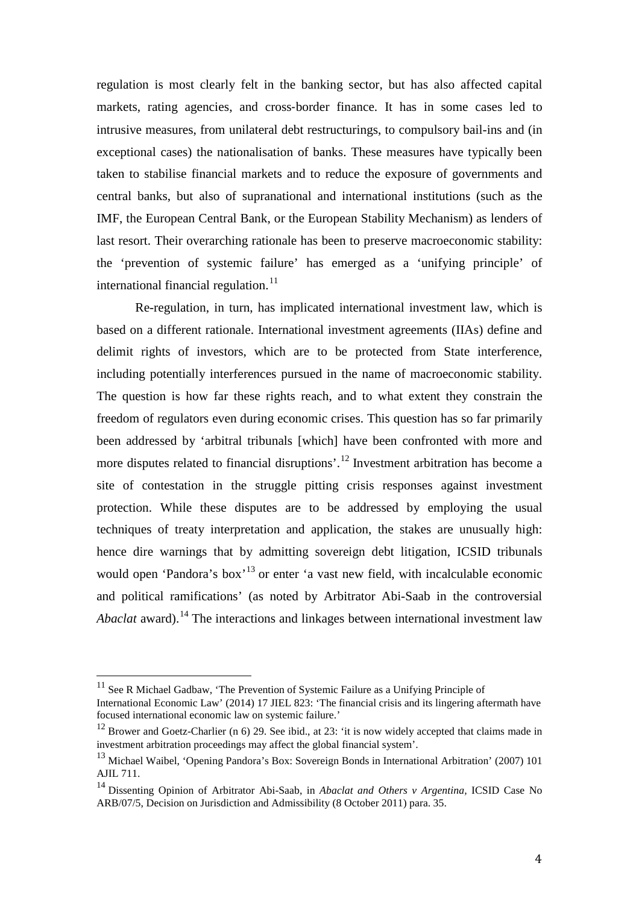regulation is most clearly felt in the banking sector, but has also affected capital markets, rating agencies, and cross-border finance. It has in some cases led to intrusive measures, from unilateral debt restructurings, to compulsory bail-ins and (in exceptional cases) the nationalisation of banks. These measures have typically been taken to stabilise financial markets and to reduce the exposure of governments and central banks, but also of supranational and international institutions (such as the IMF, the European Central Bank, or the European Stability Mechanism) as lenders of last resort. Their overarching rationale has been to preserve macroeconomic stability: the 'prevention of systemic failure' has emerged as a 'unifying principle' of international financial regulation.[11]

Re-regulation, in turn, has implicated international investment law, which is based on a different rationale. International investment agreements (IIAs) define and delimit rights of investors, which are to be protected from State interference, including potentially interferences pursued in the name of macroeconomic stability. The question is how far these rights reach, and to what extent they constrain the freedom of regulators even during economic crises. This question has so far primarily been addressed by 'arbitral tribunals [which] have been confronted with more and more disputes related to financial disruptions'.[12] Investment arbitration has become a site of contestation in the struggle pitting crisis responses against investment protection. While these disputes are to be addressed by employing the usual techniques of treaty interpretation and application, the stakes are unusually high: hence dire warnings that by admitting sovereign debt litigation, ICSID tribunals would open 'Pandora's box'[13] or enter 'a vast new field, with incalculable economic and political ramifications' (as noted by Arbitrator Abi-Saab in the controversial *Abaclat* award).[14] The interactions and linkages between international investment law

---

[11] See R Michael Gadbaw, 'The Prevention of Systemic Failure as a Unifying Principle of International Economic Law' (2014) 17 JIEL 823: 'The financial crisis and its lingering aftermath have focused international economic law on systemic failure.'

[12] Brower and Goetz-Charlier (n 6) 29. See ibid., at 23: 'it is now widely accepted that claims made in investment arbitration proceedings may affect the global financial system'.

[13] Michael Waibel, 'Opening Pandora's Box: Sovereign Bonds in International Arbitration' (2007) 101 AJIL 711.

[14] Dissenting Opinion of Arbitrator Abi-Saab, in *Abaclat and Others v Argentina*, ICSID Case No ARB/07/5, Decision on Jurisdiction and Admissibility (8 October 2011) para. 35.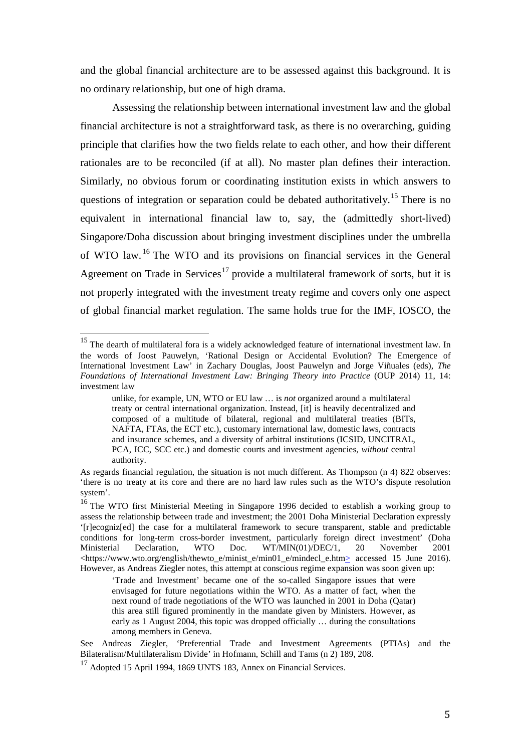and the global financial architecture are to be assessed against this background. It is no ordinary relationship, but one of high drama.

Assessing the relationship between international investment law and the global financial architecture is not a straightforward task, as there is no overarching, guiding principle that clarifies how the two fields relate to each other, and how their different rationales are to be reconciled (if at all). No master plan defines their interaction. Similarly, no obvious forum or coordinating institution exists in which answers to questions of integration or separation could be debated authoritatively.[15] There is no equivalent in international financial law to, say, the (admittedly short-lived) Singapore/Doha discussion about bringing investment disciplines under the umbrella of WTO law.[16] The WTO and its provisions on financial services in the General Agreement on Trade in Services[17] provide a multilateral framework of sorts, but it is not properly integrated with the investment treaty regime and covers only one aspect of global financial market regulation. The same holds true for the IMF, IOSCO, the

---

[15] The dearth of multilateral fora is a widely acknowledged feature of international investment law. In the words of Joost Pauwelyn, 'Rational Design or Accidental Evolution? The Emergence of International Investment Law' in Zachary Douglas, Joost Pauwelyn and Jorge Viñuales (eds), *The Foundations of International Investment Law: Bringing Theory into Practice* (OUP 2014) 11, 14: investment law

> unlike, for example, UN, WTO or EU law … is *not* organized around a multilateral treaty or central international organization. Instead, [it] is heavily decentralized and composed of a multitude of bilateral, regional and multilateral treaties (BITs, NAFTA, FTAs, the ECT etc.), customary international law, domestic laws, contracts and insurance schemes, and a diversity of arbitral institutions (ICSID, UNCITRAL, PCA, ICC, SCC etc.) and domestic courts and investment agencies, *without* central authority.

As regards financial regulation, the situation is not much different. As Thompson (n 4) 822 observes: 'there is no treaty at its core and there are no hard law rules such as the WTO's dispute resolution system'.

[16] The WTO first Ministerial Meeting in Singapore 1996 decided to establish a working group to assess the relationship between trade and investment; the 2001 Doha Ministerial Declaration expressly '[r]ecogniz[ed] the case for a multilateral framework to secure transparent, stable and predictable conditions for long-term cross-border investment, particularly foreign direct investment' (Doha Ministerial Declaration, WTO Doc. WT/MIN(01)/DEC/1, 20 November 2001 <https://www.wto.org/english/thewto_e/minist_e/min01_e/mindecl_e.htm> accessed 15 June 2016). However, as Andreas Ziegler notes, this attempt at conscious regime expansion was soon given up:

> 'Trade and Investment' became one of the so-called Singapore issues that were envisaged for future negotiations within the WTO. As a matter of fact, when the next round of trade negotiations of the WTO was launched in 2001 in Doha (Qatar) this area still figured prominently in the mandate given by Ministers. However, as early as 1 August 2004, this topic was dropped officially … during the consultations among members in Geneva.

See Andreas Ziegler, 'Preferential Trade and Investment Agreements (PTIAs) and the Bilateralism/Multilateralism Divide' in Hofmann, Schill and Tams (n 2) 189, 208.

[17] Adopted 15 April 1994, 1869 UNTS 183, Annex on Financial Services.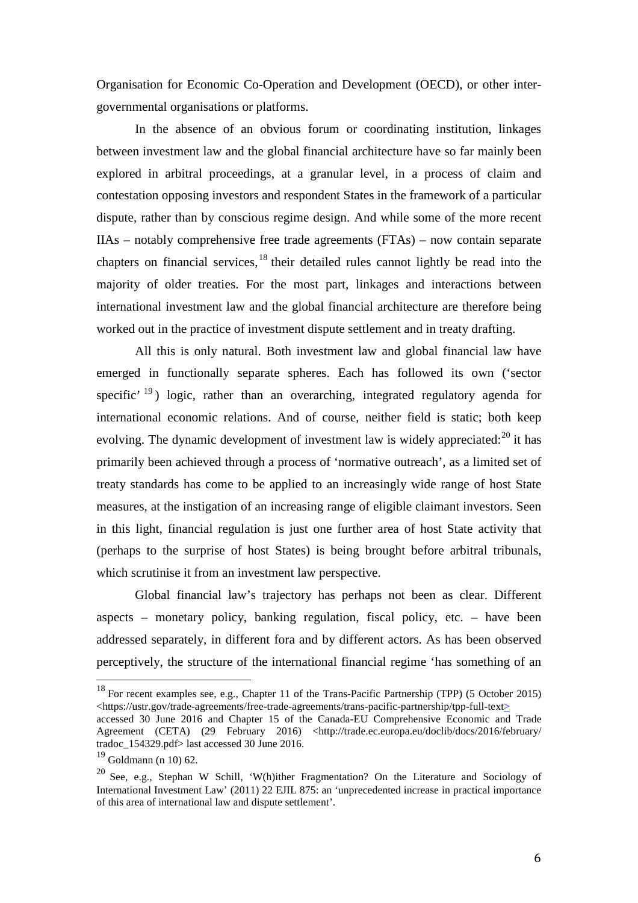Organisation for Economic Co-Operation and Development (OECD), or other inter-governmental organisations or platforms.

In the absence of an obvious forum or coordinating institution, linkages between investment law and the global financial architecture have so far mainly been explored in arbitral proceedings, at a granular level, in a process of claim and contestation opposing investors and respondent States in the framework of a particular dispute, rather than by conscious regime design. And while some of the more recent IIAs – notably comprehensive free trade agreements (FTAs) – now contain separate chapters on financial services,[18] their detailed rules cannot lightly be read into the majority of older treaties. For the most part, linkages and interactions between international investment law and the global financial architecture are therefore being worked out in the practice of investment dispute settlement and in treaty drafting.

All this is only natural. Both investment law and global financial law have emerged in functionally separate spheres. Each has followed its own ('sector specific'[19]) logic, rather than an overarching, integrated regulatory agenda for international economic relations. And of course, neither field is static; both keep evolving. The dynamic development of investment law is widely appreciated:[20] it has primarily been achieved through a process of 'normative outreach', as a limited set of treaty standards has come to be applied to an increasingly wide range of host State measures, at the instigation of an increasing range of eligible claimant investors. Seen in this light, financial regulation is just one further area of host State activity that (perhaps to the surprise of host States) is being brought before arbitral tribunals, which scrutinise it from an investment law perspective.

Global financial law's trajectory has perhaps not been as clear. Different aspects – monetary policy, banking regulation, fiscal policy, etc. – have been addressed separately, in different fora and by different actors. As has been observed perceptively, the structure of the international financial regime 'has something of an

---

[18] For recent examples see, e.g., Chapter 11 of the Trans-Pacific Partnership (TPP) (5 October 2015) <https://ustr.gov/trade-agreements/free-trade-agreements/trans-pacific-partnership/tpp-full-text> accessed 30 June 2016 and Chapter 15 of the Canada-EU Comprehensive Economic and Trade Agreement (CETA) (29 February 2016) <http://trade.ec.europa.eu/doclib/docs/2016/february/tradoc_154329.pdf> last accessed 30 June 2016.

[19] Goldmann (n 10) 62.

[20] See, e.g., Stephan W Schill, 'W(h)ither Fragmentation? On the Literature and Sociology of International Investment Law' (2011) 22 EJIL 875: an 'unprecedented increase in practical importance of this area of international law and dispute settlement'.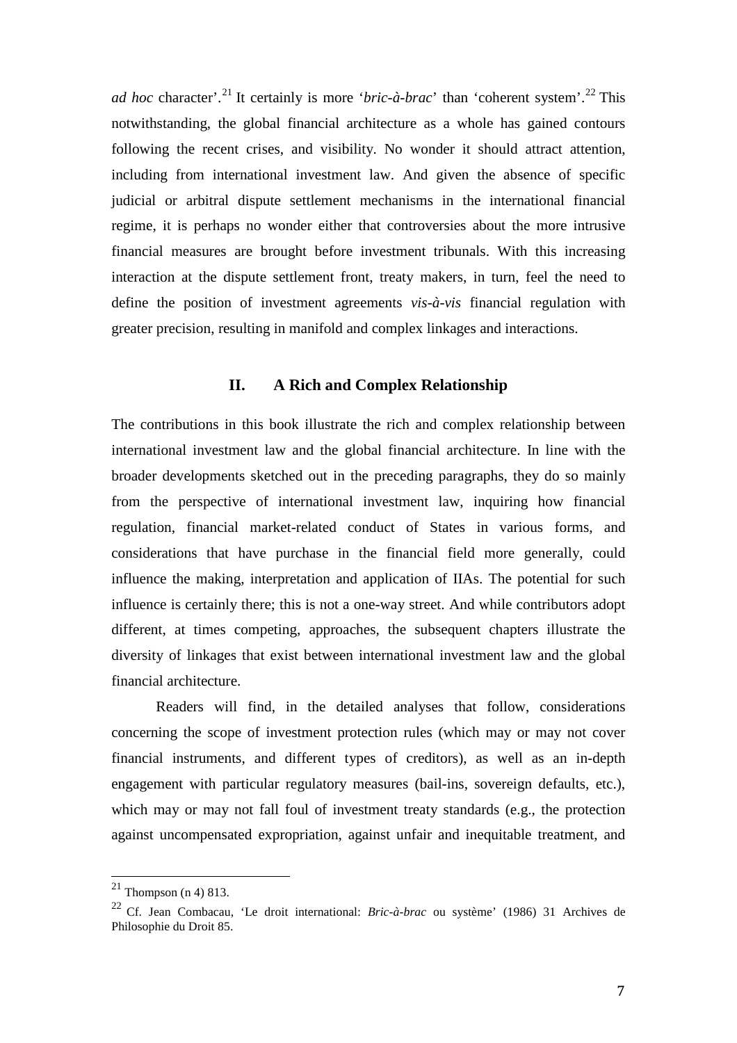*ad hoc* character'.[21] It certainly is more '*bric-à-brac*' than 'coherent system'.[22] This notwithstanding, the global financial architecture as a whole has gained contours following the recent crises, and visibility. No wonder it should attract attention, including from international investment law. And given the absence of specific judicial or arbitral dispute settlement mechanisms in the international financial regime, it is perhaps no wonder either that controversies about the more intrusive financial measures are brought before investment tribunals. With this increasing interaction at the dispute settlement front, treaty makers, in turn, feel the need to define the position of investment agreements *vis-à-vis* financial regulation with greater precision, resulting in manifold and complex linkages and interactions.

## II. A Rich and Complex Relationship

The contributions in this book illustrate the rich and complex relationship between international investment law and the global financial architecture. In line with the broader developments sketched out in the preceding paragraphs, they do so mainly from the perspective of international investment law, inquiring how financial regulation, financial market-related conduct of States in various forms, and considerations that have purchase in the financial field more generally, could influence the making, interpretation and application of IIAs. The potential for such influence is certainly there; this is not a one-way street. And while contributors adopt different, at times competing, approaches, the subsequent chapters illustrate the diversity of linkages that exist between international investment law and the global financial architecture.

Readers will find, in the detailed analyses that follow, considerations concerning the scope of investment protection rules (which may or may not cover financial instruments, and different types of creditors), as well as an in-depth engagement with particular regulatory measures (bail-ins, sovereign defaults, etc.), which may or may not fall foul of investment treaty standards (e.g., the protection against uncompensated expropriation, against unfair and inequitable treatment, and

---

[21] Thompson (n 4) 813.

[22] Cf. Jean Combacau, 'Le droit international: *Bric-à-brac* ou système' (1986) 31 Archives de Philosophie du Droit 85.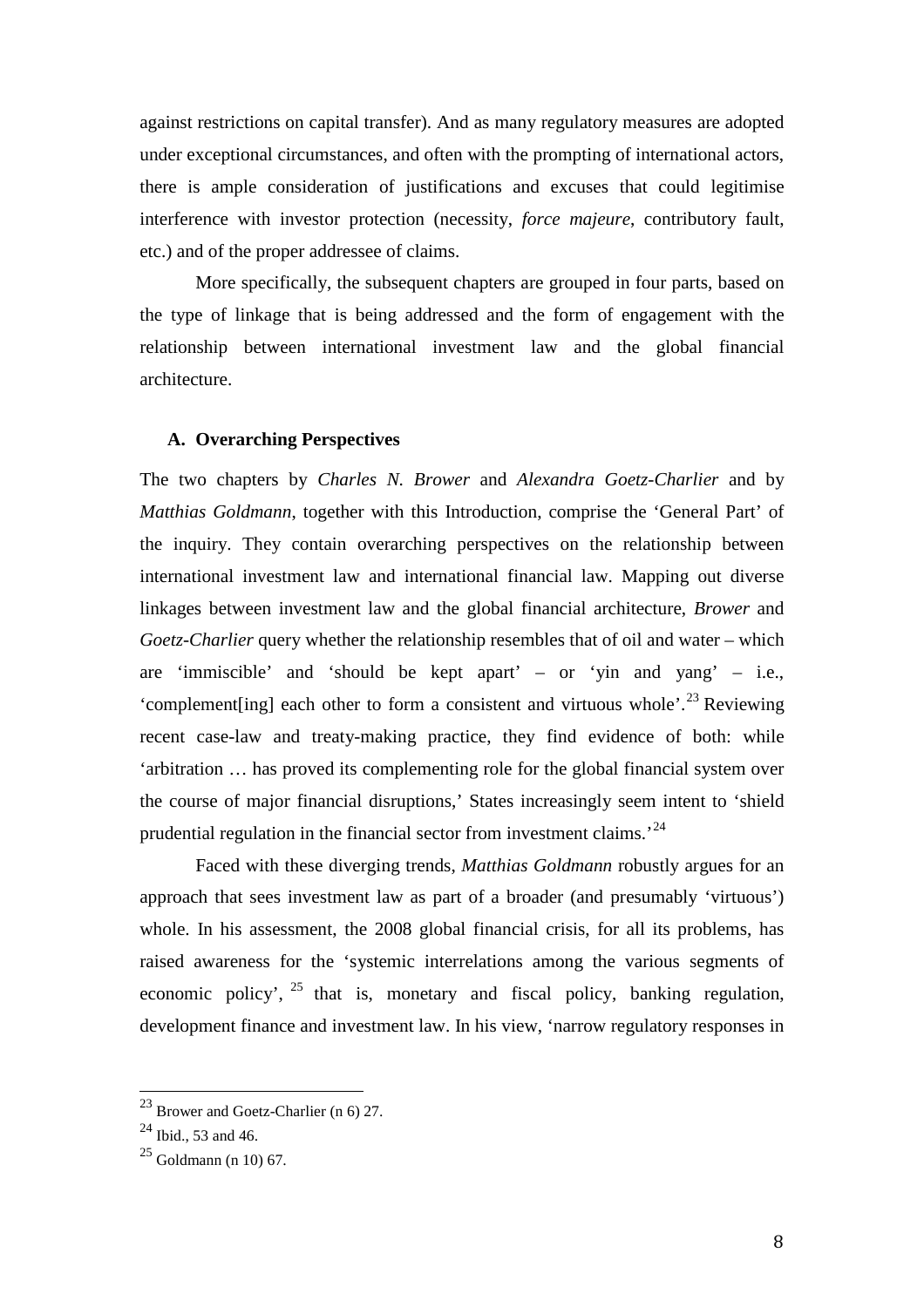against restrictions on capital transfer). And as many regulatory measures are adopted under exceptional circumstances, and often with the prompting of international actors, there is ample consideration of justifications and excuses that could legitimise interference with investor protection (necessity, *force majeure*, contributory fault, etc.) and of the proper addressee of claims.

More specifically, the subsequent chapters are grouped in four parts, based on the type of linkage that is being addressed and the form of engagement with the relationship between international investment law and the global financial architecture.

### A. Overarching Perspectives

The two chapters by *Charles N. Brower* and *Alexandra Goetz-Charlier* and by *Matthias Goldmann*, together with this Introduction, comprise the 'General Part' of the inquiry. They contain overarching perspectives on the relationship between international investment law and international financial law. Mapping out diverse linkages between investment law and the global financial architecture, *Brower* and *Goetz-Charlier* query whether the relationship resembles that of oil and water – which are 'immiscible' and 'should be kept apart' – or 'yin and yang' – i.e., 'complement[ing] each other to form a consistent and virtuous whole'.[23] Reviewing recent case-law and treaty-making practice, they find evidence of both: while 'arbitration … has proved its complementing role for the global financial system over the course of major financial disruptions,' States increasingly seem intent to 'shield prudential regulation in the financial sector from investment claims.'[24]

Faced with these diverging trends, *Matthias Goldmann* robustly argues for an approach that sees investment law as part of a broader (and presumably 'virtuous') whole. In his assessment, the 2008 global financial crisis, for all its problems, has raised awareness for the 'systemic interrelations among the various segments of economic policy',[25] that is, monetary and fiscal policy, banking regulation, development finance and investment law. In his view, 'narrow regulatory responses in

---

[23] Brower and Goetz-Charlier (n 6) 27.

[24] Ibid., 53 and 46.

[25] Goldmann (n 10) 67.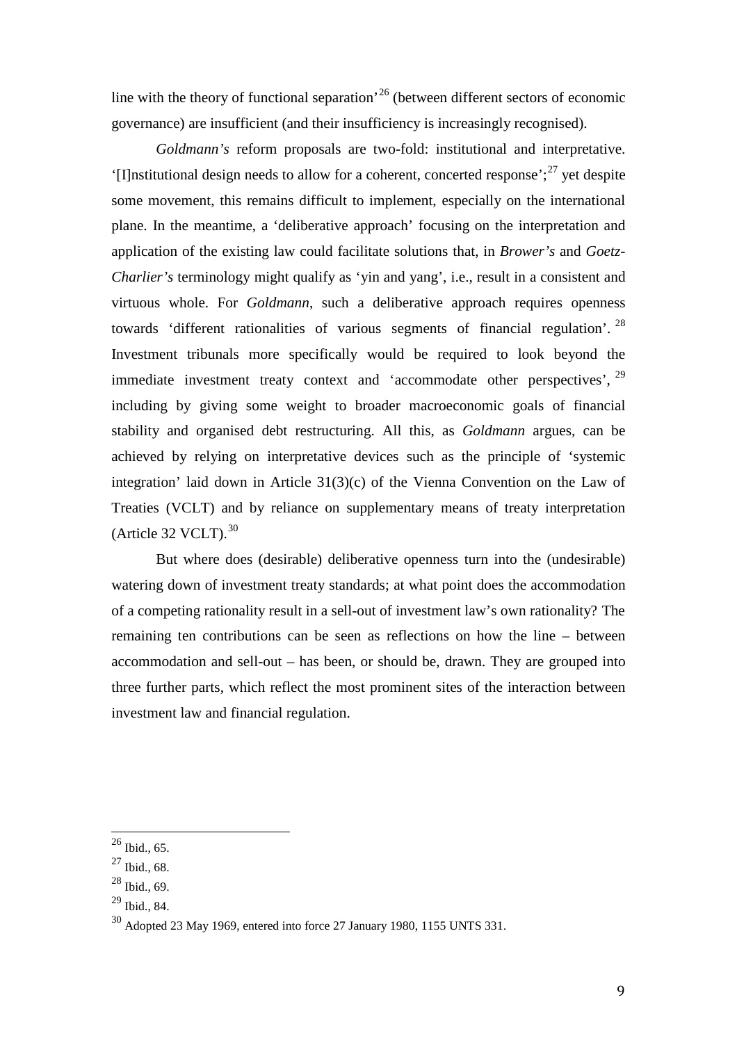line with the theory of functional separation'[26] (between different sectors of economic governance) are insufficient (and their insufficiency is increasingly recognised).

*Goldmann's* reform proposals are two-fold: institutional and interpretative. '[I]nstitutional design needs to allow for a coherent, concerted response';[27] yet despite some movement, this remains difficult to implement, especially on the international plane. In the meantime, a 'deliberative approach' focusing on the interpretation and application of the existing law could facilitate solutions that, in *Brower's* and *Goetz-Charlier's* terminology might qualify as 'yin and yang', i.e., result in a consistent and virtuous whole. For *Goldmann*, such a deliberative approach requires openness towards 'different rationalities of various segments of financial regulation'.[28] Investment tribunals more specifically would be required to look beyond the immediate investment treaty context and 'accommodate other perspectives',[29] including by giving some weight to broader macroeconomic goals of financial stability and organised debt restructuring. All this, as *Goldmann* argues, can be achieved by relying on interpretative devices such as the principle of 'systemic integration' laid down in Article 31(3)(c) of the Vienna Convention on the Law of Treaties (VCLT) and by reliance on supplementary means of treaty interpretation (Article 32 VCLT).[30]

But where does (desirable) deliberative openness turn into the (undesirable) watering down of investment treaty standards; at what point does the accommodation of a competing rationality result in a sell-out of investment law's own rationality? The remaining ten contributions can be seen as reflections on how the line – between accommodation and sell-out – has been, or should be, drawn. They are grouped into three further parts, which reflect the most prominent sites of the interaction between investment law and financial regulation.

---

[26] Ibid., 65.

[27] Ibid., 68.

[28] Ibid., 69.

[29] Ibid., 84.

[30] Adopted 23 May 1969, entered into force 27 January 1980, 1155 UNTS 331.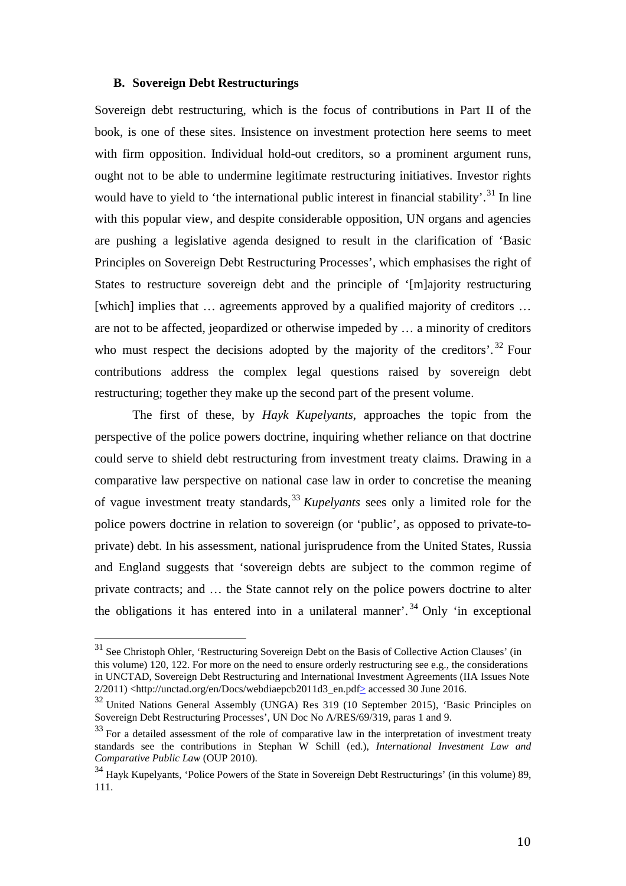### B. Sovereign Debt Restructurings

Sovereign debt restructuring, which is the focus of contributions in Part II of the book, is one of these sites. Insistence on investment protection here seems to meet with firm opposition. Individual hold-out creditors, so a prominent argument runs, ought not to be able to undermine legitimate restructuring initiatives. Investor rights would have to yield to 'the international public interest in financial stability'.[31] In line with this popular view, and despite considerable opposition, UN organs and agencies are pushing a legislative agenda designed to result in the clarification of 'Basic Principles on Sovereign Debt Restructuring Processes', which emphasises the right of States to restructure sovereign debt and the principle of '[m]ajority restructuring [which] implies that … agreements approved by a qualified majority of creditors … are not to be affected, jeopardized or otherwise impeded by … a minority of creditors who must respect the decisions adopted by the majority of the creditors'.[32] Four contributions address the complex legal questions raised by sovereign debt restructuring; together they make up the second part of the present volume.

The first of these, by *Hayk Kupelyants*, approaches the topic from the perspective of the police powers doctrine, inquiring whether reliance on that doctrine could serve to shield debt restructuring from investment treaty claims. Drawing in a comparative law perspective on national case law in order to concretise the meaning of vague investment treaty standards,[33] *Kupelyants* sees only a limited role for the police powers doctrine in relation to sovereign (or 'public', as opposed to private-to-private) debt. In his assessment, national jurisprudence from the United States, Russia and England suggests that 'sovereign debts are subject to the common regime of private contracts; and … the State cannot rely on the police powers doctrine to alter the obligations it has entered into in a unilateral manner'.[34] Only 'in exceptional

---

[31] See Christoph Ohler, 'Restructuring Sovereign Debt on the Basis of Collective Action Clauses' (in this volume) 120, 122. For more on the need to ensure orderly restructuring see e.g., the considerations in UNCTAD, Sovereign Debt Restructuring and International Investment Agreements (IIA Issues Note 2/2011) <http://unctad.org/en/Docs/webdiaepcb2011d3_en.pdf> accessed 30 June 2016.

[32] United Nations General Assembly (UNGA) Res 319 (10 September 2015), 'Basic Principles on Sovereign Debt Restructuring Processes', UN Doc No A/RES/69/319, paras 1 and 9.

[33] For a detailed assessment of the role of comparative law in the interpretation of investment treaty standards see the contributions in Stephan W Schill (ed.), *International Investment Law and Comparative Public Law* (OUP 2010).

[34] Hayk Kupelyants, 'Police Powers of the State in Sovereign Debt Restructurings' (in this volume) 89, 111.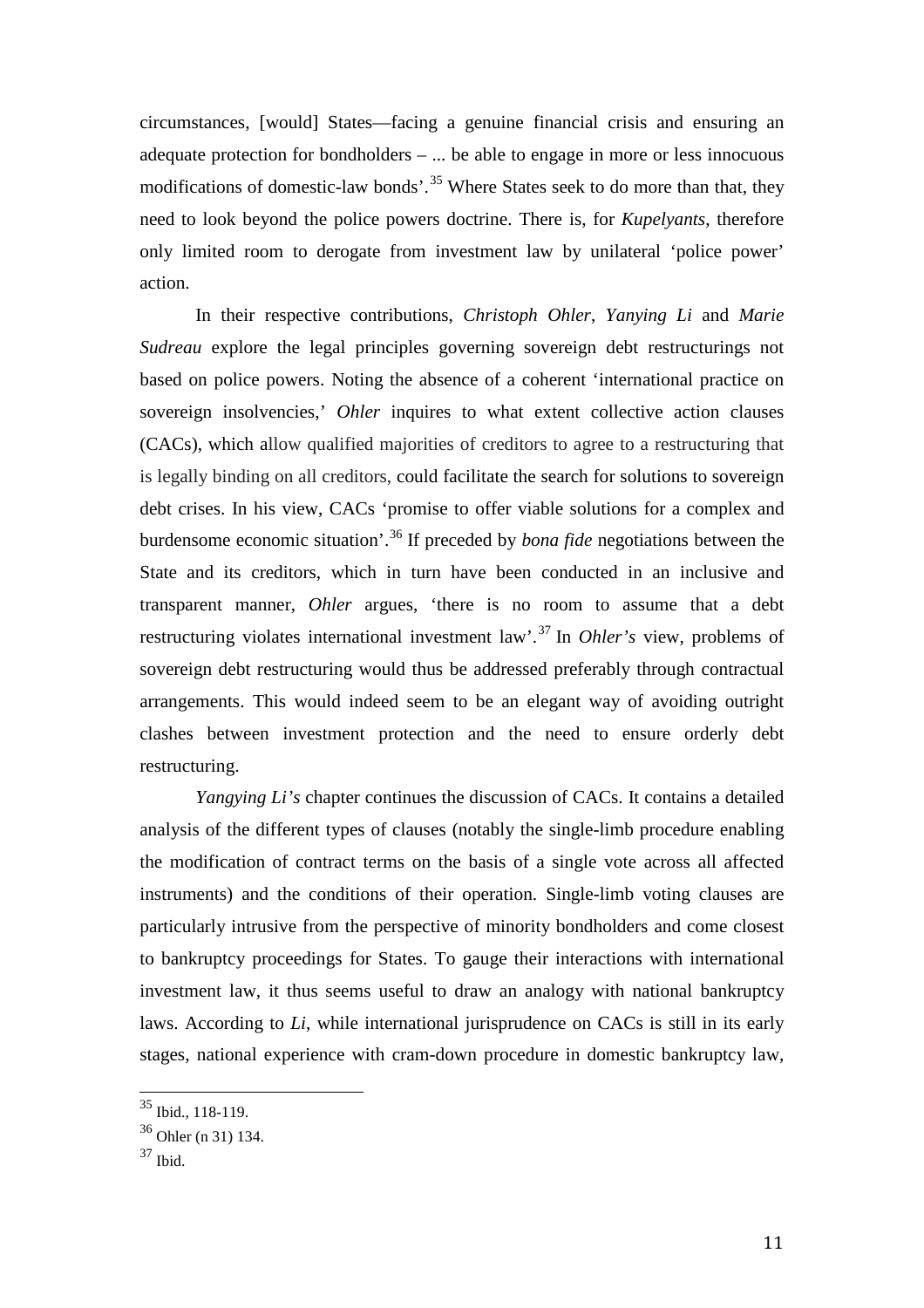circumstances, [would] States—facing a genuine financial crisis and ensuring an adequate protection for bondholders – ... be able to engage in more or less innocuous modifications of domestic-law bonds'.[35] Where States seek to do more than that, they need to look beyond the police powers doctrine. There is, for *Kupelyants*, therefore only limited room to derogate from investment law by unilateral 'police power' action.

In their respective contributions, *Christoph Ohler*, *Yanying Li* and *Marie Sudreau* explore the legal principles governing sovereign debt restructurings not based on police powers. Noting the absence of a coherent 'international practice on sovereign insolvencies,' *Ohler* inquires to what extent collective action clauses (CACs), which allow qualified majorities of creditors to agree to a restructuring that is legally binding on all creditors, could facilitate the search for solutions to sovereign debt crises. In his view, CACs 'promise to offer viable solutions for a complex and burdensome economic situation'.[36] If preceded by *bona fide* negotiations between the State and its creditors, which in turn have been conducted in an inclusive and transparent manner, *Ohler* argues, 'there is no room to assume that a debt restructuring violates international investment law'.[37] In *Ohler's* view, problems of sovereign debt restructuring would thus be addressed preferably through contractual arrangements. This would indeed seem to be an elegant way of avoiding outright clashes between investment protection and the need to ensure orderly debt restructuring.

*Yangying Li's* chapter continues the discussion of CACs. It contains a detailed analysis of the different types of clauses (notably the single-limb procedure enabling the modification of contract terms on the basis of a single vote across all affected instruments) and the conditions of their operation. Single-limb voting clauses are particularly intrusive from the perspective of minority bondholders and come closest to bankruptcy proceedings for States. To gauge their interactions with international investment law, it thus seems useful to draw an analogy with national bankruptcy laws. According to *Li*, while international jurisprudence on CACs is still in its early stages, national experience with cram-down procedure in domestic bankruptcy law,

---

[35] Ibid., 118-119.

[36] Ohler (n 31) 134.

[37] Ibid.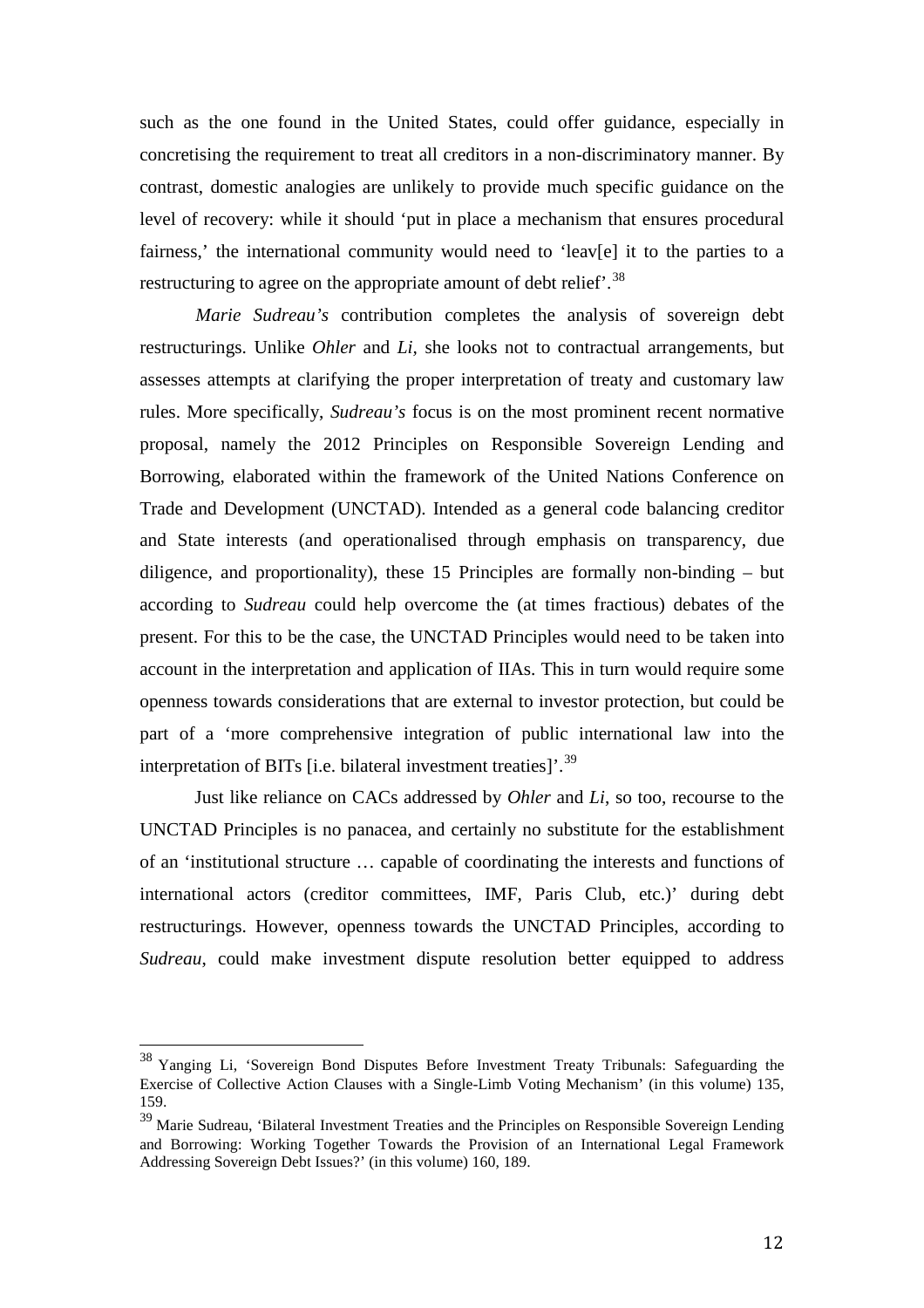such as the one found in the United States, could offer guidance, especially in concretising the requirement to treat all creditors in a non-discriminatory manner. By contrast, domestic analogies are unlikely to provide much specific guidance on the level of recovery: while it should 'put in place a mechanism that ensures procedural fairness,' the international community would need to 'leav[e] it to the parties to a restructuring to agree on the appropriate amount of debt relief'.[38]

*Marie Sudreau's* contribution completes the analysis of sovereign debt restructurings. Unlike *Ohler* and *Li,* she looks not to contractual arrangements, but assesses attempts at clarifying the proper interpretation of treaty and customary law rules. More specifically, *Sudreau's* focus is on the most prominent recent normative proposal, namely the 2012 Principles on Responsible Sovereign Lending and Borrowing, elaborated within the framework of the United Nations Conference on Trade and Development (UNCTAD). Intended as a general code balancing creditor and State interests (and operationalised through emphasis on transparency, due diligence, and proportionality), these 15 Principles are formally non-binding – but according to *Sudreau* could help overcome the (at times fractious) debates of the present. For this to be the case, the UNCTAD Principles would need to be taken into account in the interpretation and application of IIAs. This in turn would require some openness towards considerations that are external to investor protection, but could be part of a 'more comprehensive integration of public international law into the interpretation of BITs [i.e. bilateral investment treaties]'.[39]

Just like reliance on CACs addressed by *Ohler* and *Li*, so too, recourse to the UNCTAD Principles is no panacea, and certainly no substitute for the establishment of an 'institutional structure … capable of coordinating the interests and functions of international actors (creditor committees, IMF, Paris Club, etc.)' during debt restructurings. However, openness towards the UNCTAD Principles, according to *Sudreau*, could make investment dispute resolution better equipped to address

---

[38] Yanging Li, 'Sovereign Bond Disputes Before Investment Treaty Tribunals: Safeguarding the Exercise of Collective Action Clauses with a Single-Limb Voting Mechanism' (in this volume) 135, 159.

[39] Marie Sudreau, 'Bilateral Investment Treaties and the Principles on Responsible Sovereign Lending and Borrowing: Working Together Towards the Provision of an International Legal Framework Addressing Sovereign Debt Issues?' (in this volume) 160, 189.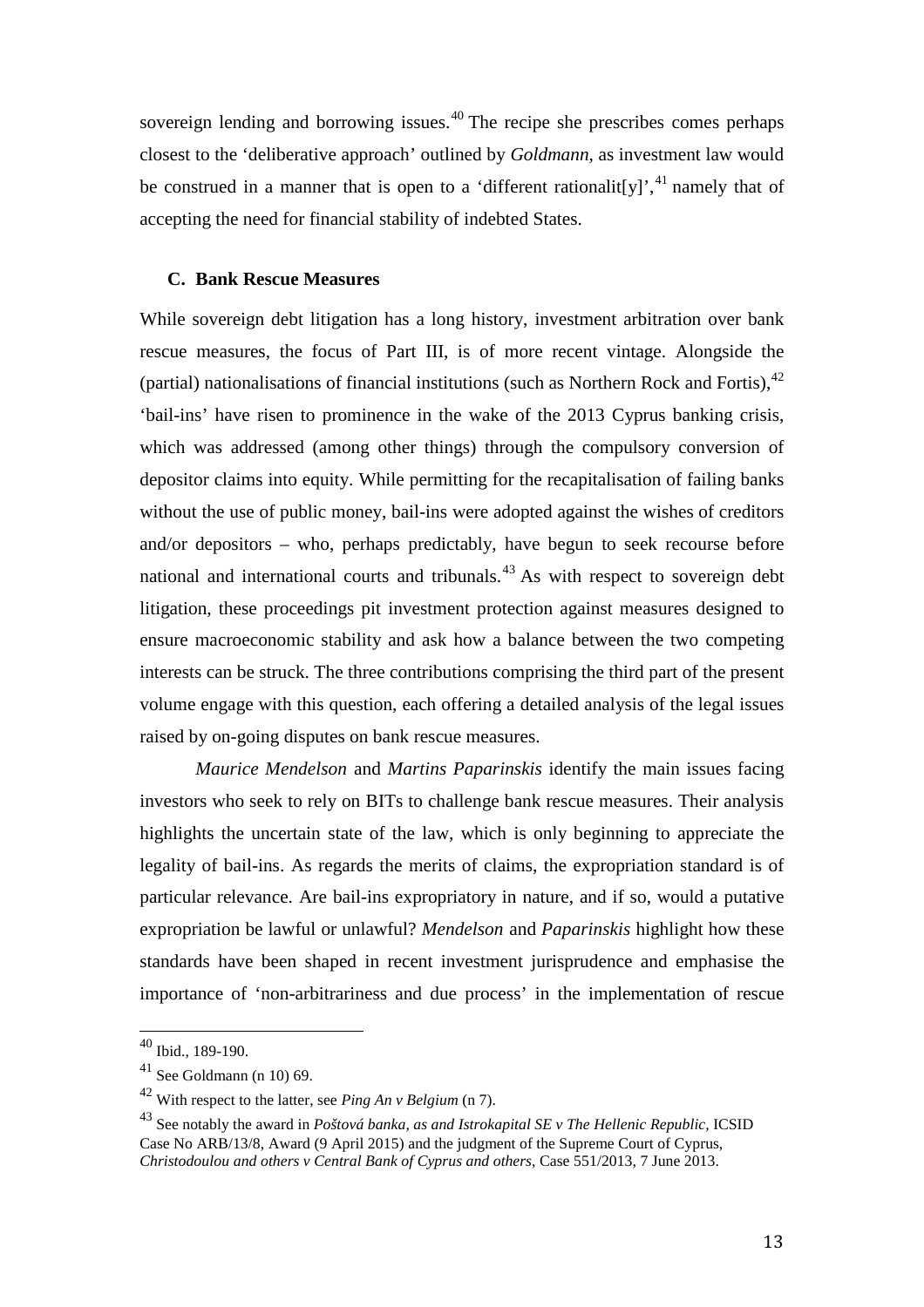sovereign lending and borrowing issues.[40] The recipe she prescribes comes perhaps closest to the 'deliberative approach' outlined by *Goldmann*, as investment law would be construed in a manner that is open to a 'different rationalit[y]',[41] namely that of accepting the need for financial stability of indebted States.

### C. Bank Rescue Measures

While sovereign debt litigation has a long history, investment arbitration over bank rescue measures, the focus of Part III, is of more recent vintage. Alongside the (partial) nationalisations of financial institutions (such as Northern Rock and Fortis),[42] 'bail-ins' have risen to prominence in the wake of the 2013 Cyprus banking crisis, which was addressed (among other things) through the compulsory conversion of depositor claims into equity. While permitting for the recapitalisation of failing banks without the use of public money, bail-ins were adopted against the wishes of creditors and/or depositors – who, perhaps predictably, have begun to seek recourse before national and international courts and tribunals.[43] As with respect to sovereign debt litigation, these proceedings pit investment protection against measures designed to ensure macroeconomic stability and ask how a balance between the two competing interests can be struck. The three contributions comprising the third part of the present volume engage with this question, each offering a detailed analysis of the legal issues raised by on-going disputes on bank rescue measures.

*Maurice Mendelson* and *Martins Paparinskis* identify the main issues facing investors who seek to rely on BITs to challenge bank rescue measures. Their analysis highlights the uncertain state of the law, which is only beginning to appreciate the legality of bail-ins. As regards the merits of claims, the expropriation standard is of particular relevance. Are bail-ins expropriatory in nature, and if so, would a putative expropriation be lawful or unlawful? *Mendelson* and *Paparinskis* highlight how these standards have been shaped in recent investment jurisprudence and emphasise the importance of 'non-arbitrariness and due process' in the implementation of rescue

---

[40] Ibid., 189-190.

[41] See Goldmann (n 10) 69.

[42] With respect to the latter, see *Ping An v Belgium* (n 7).

[43] See notably the award in *Poštová banka, as and Istrokapital SE v The Hellenic Republic*, ICSID Case No ARB/13/8, Award (9 April 2015) and the judgment of the Supreme Court of Cyprus, *Christodoulou and others v Central Bank of Cyprus and others*, Case 551/2013, 7 June 2013.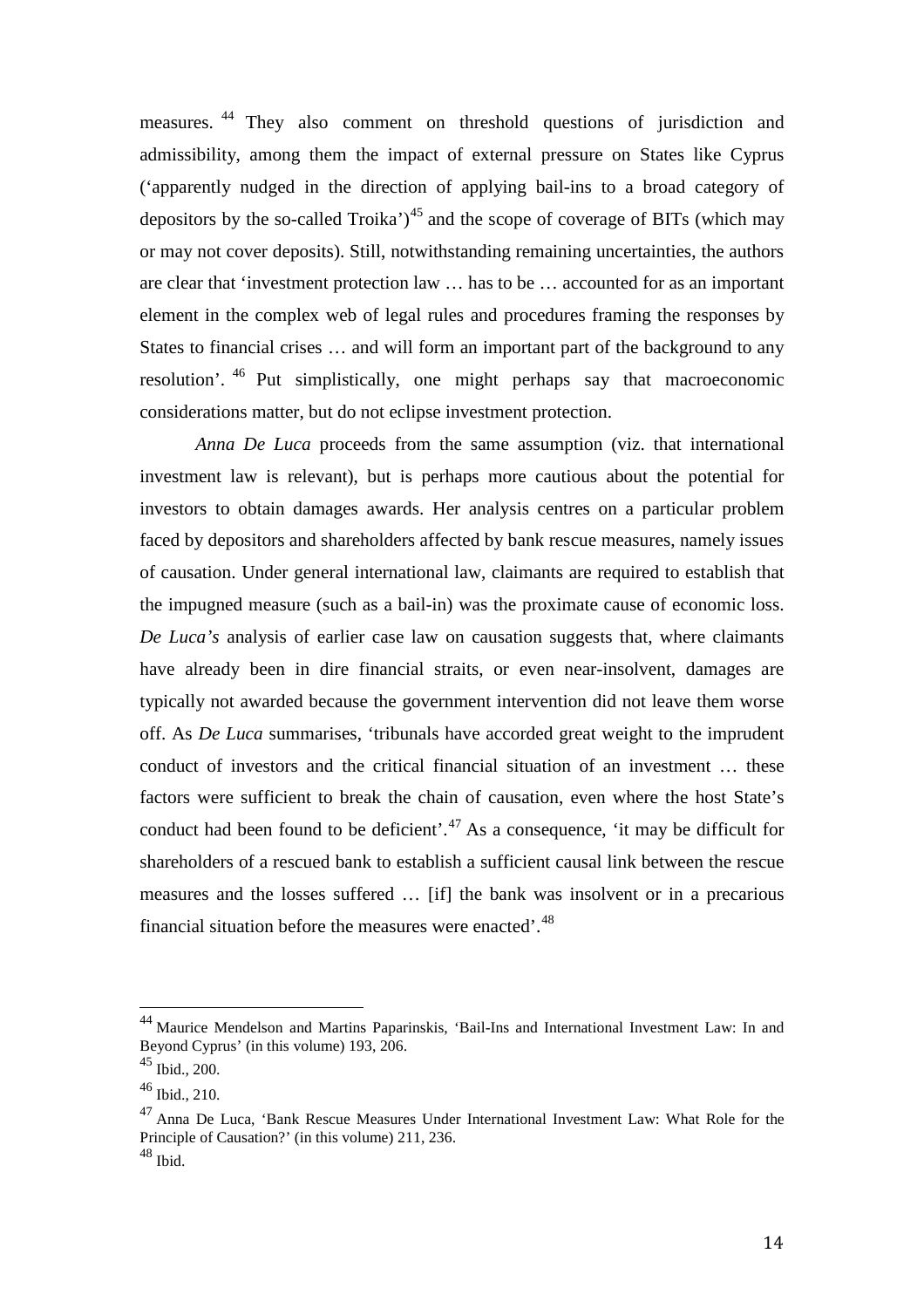measures.[44] They also comment on threshold questions of jurisdiction and admissibility, among them the impact of external pressure on States like Cyprus ('apparently nudged in the direction of applying bail-ins to a broad category of depositors by the so-called Troika')[45] and the scope of coverage of BITs (which may or may not cover deposits). Still, notwithstanding remaining uncertainties, the authors are clear that 'investment protection law … has to be … accounted for as an important element in the complex web of legal rules and procedures framing the responses by States to financial crises … and will form an important part of the background to any resolution'.[46] Put simplistically, one might perhaps say that macroeconomic considerations matter, but do not eclipse investment protection.

*Anna De Luca* proceeds from the same assumption (viz. that international investment law is relevant), but is perhaps more cautious about the potential for investors to obtain damages awards. Her analysis centres on a particular problem faced by depositors and shareholders affected by bank rescue measures, namely issues of causation. Under general international law, claimants are required to establish that the impugned measure (such as a bail-in) was the proximate cause of economic loss. *De Luca's* analysis of earlier case law on causation suggests that, where claimants have already been in dire financial straits, or even near-insolvent, damages are typically not awarded because the government intervention did not leave them worse off. As *De Luca* summarises, 'tribunals have accorded great weight to the imprudent conduct of investors and the critical financial situation of an investment … these factors were sufficient to break the chain of causation, even where the host State's conduct had been found to be deficient'.[47] As a consequence, 'it may be difficult for shareholders of a rescued bank to establish a sufficient causal link between the rescue measures and the losses suffered … [if] the bank was insolvent or in a precarious financial situation before the measures were enacted'.[48]

---

[44] Maurice Mendelson and Martins Paparinskis, 'Bail-Ins and International Investment Law: In and Beyond Cyprus' (in this volume) 193, 206.

[45] Ibid., 200.

[46] Ibid., 210.

[47] Anna De Luca, 'Bank Rescue Measures Under International Investment Law: What Role for the Principle of Causation?' (in this volume) 211, 236.

[48] Ibid.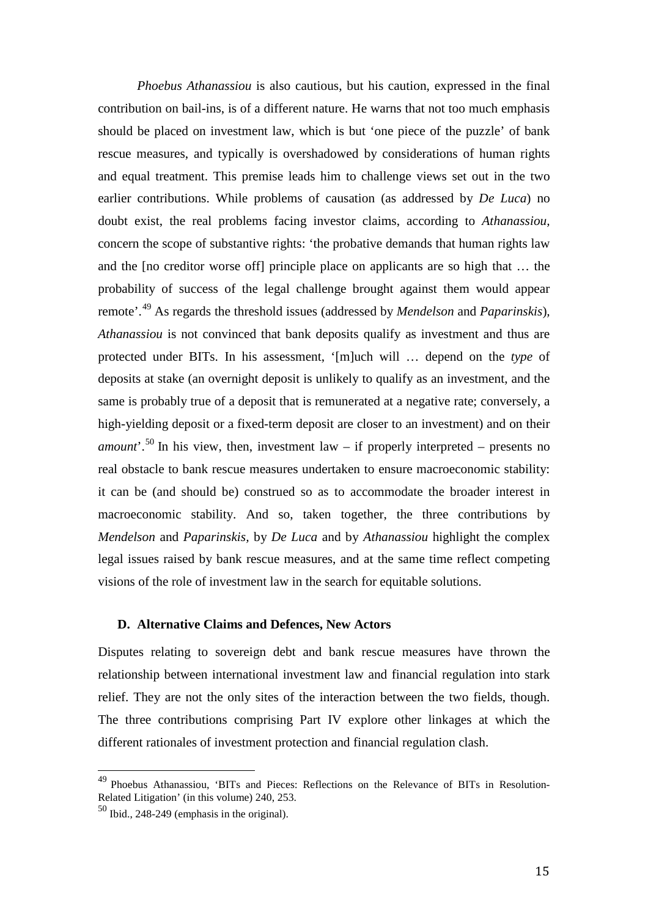*Phoebus Athanassiou* is also cautious, but his caution, expressed in the final contribution on bail-ins, is of a different nature. He warns that not too much emphasis should be placed on investment law, which is but 'one piece of the puzzle' of bank rescue measures, and typically is overshadowed by considerations of human rights and equal treatment. This premise leads him to challenge views set out in the two earlier contributions. While problems of causation (as addressed by *De Luca*) no doubt exist, the real problems facing investor claims, according to *Athanassiou*, concern the scope of substantive rights: 'the probative demands that human rights law and the [no creditor worse off] principle place on applicants are so high that … the probability of success of the legal challenge brought against them would appear remote'.[49] As regards the threshold issues (addressed by *Mendelson* and *Paparinskis*), *Athanassiou* is not convinced that bank deposits qualify as investment and thus are protected under BITs. In his assessment, '[m]uch will … depend on the *type* of deposits at stake (an overnight deposit is unlikely to qualify as an investment, and the same is probably true of a deposit that is remunerated at a negative rate; conversely, a high-yielding deposit or a fixed-term deposit are closer to an investment) and on their *amount*'.[50] In his view, then, investment law – if properly interpreted – presents no real obstacle to bank rescue measures undertaken to ensure macroeconomic stability: it can be (and should be) construed so as to accommodate the broader interest in macroeconomic stability. And so, taken together, the three contributions by *Mendelson* and *Paparinskis*, by *De Luca* and by *Athanassiou* highlight the complex legal issues raised by bank rescue measures, and at the same time reflect competing visions of the role of investment law in the search for equitable solutions.

### D. Alternative Claims and Defences, New Actors

Disputes relating to sovereign debt and bank rescue measures have thrown the relationship between international investment law and financial regulation into stark relief. They are not the only sites of the interaction between the two fields, though. The three contributions comprising Part IV explore other linkages at which the different rationales of investment protection and financial regulation clash.

---

[49] Phoebus Athanassiou, 'BITs and Pieces: Reflections on the Relevance of BITs in Resolution-Related Litigation' (in this volume) 240, 253.

[50] Ibid., 248-249 (emphasis in the original).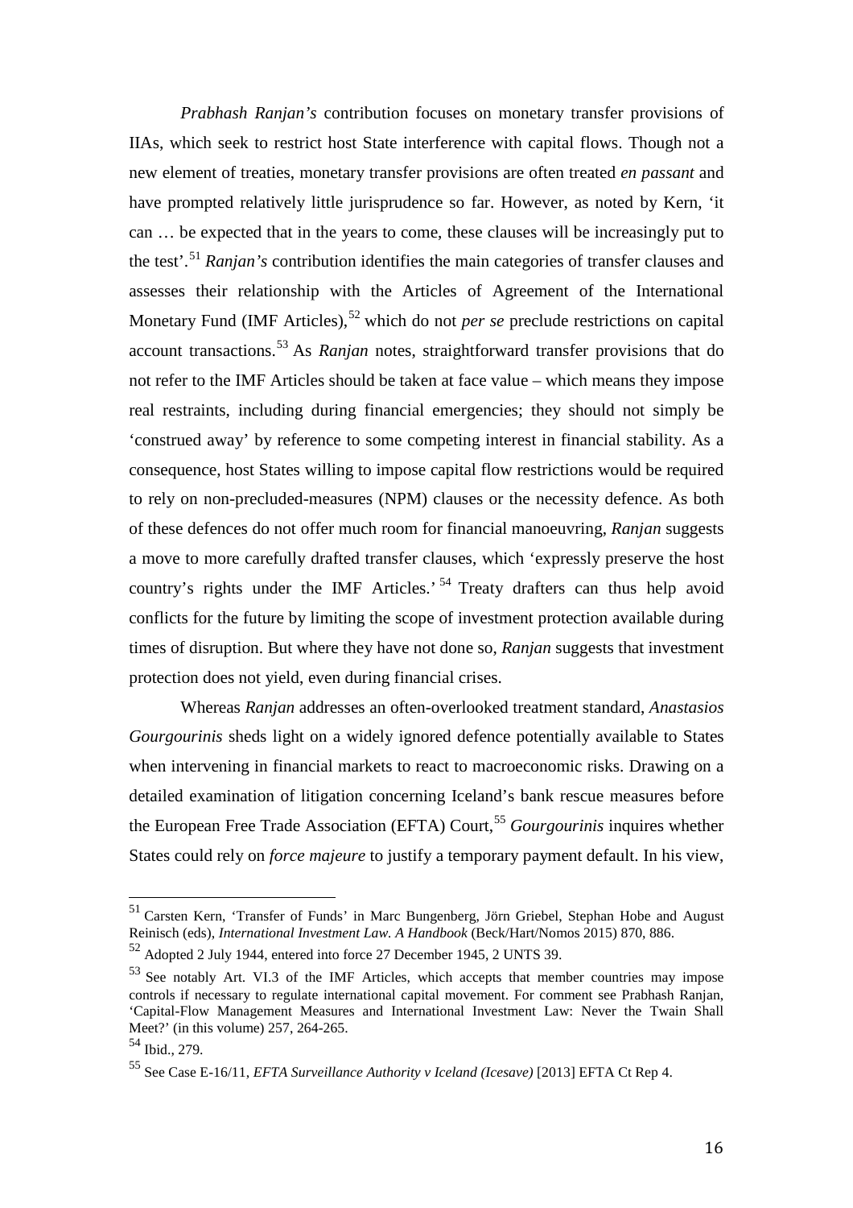*Prabhash Ranjan's* contribution focuses on monetary transfer provisions of IIAs, which seek to restrict host State interference with capital flows. Though not a new element of treaties, monetary transfer provisions are often treated *en passant* and have prompted relatively little jurisprudence so far. However, as noted by Kern, 'it can … be expected that in the years to come, these clauses will be increasingly put to the test'.[51] *Ranjan's* contribution identifies the main categories of transfer clauses and assesses their relationship with the Articles of Agreement of the International Monetary Fund (IMF Articles),[52] which do not *per se* preclude restrictions on capital account transactions.[53] As *Ranjan* notes, straightforward transfer provisions that do not refer to the IMF Articles should be taken at face value – which means they impose real restraints, including during financial emergencies; they should not simply be 'construed away' by reference to some competing interest in financial stability. As a consequence, host States willing to impose capital flow restrictions would be required to rely on non-precluded-measures (NPM) clauses or the necessity defence. As both of these defences do not offer much room for financial manoeuvring, *Ranjan* suggests a move to more carefully drafted transfer clauses, which 'expressly preserve the host country's rights under the IMF Articles.'[54] Treaty drafters can thus help avoid conflicts for the future by limiting the scope of investment protection available during times of disruption. But where they have not done so, *Ranjan* suggests that investment protection does not yield, even during financial crises.

Whereas *Ranjan* addresses an often-overlooked treatment standard, *Anastasios Gourgourinis* sheds light on a widely ignored defence potentially available to States when intervening in financial markets to react to macroeconomic risks. Drawing on a detailed examination of litigation concerning Iceland's bank rescue measures before the European Free Trade Association (EFTA) Court,[55] *Gourgourinis* inquires whether States could rely on *force majeure* to justify a temporary payment default. In his view,

---

[51] Carsten Kern, 'Transfer of Funds' in Marc Bungenberg, Jörn Griebel, Stephan Hobe and August Reinisch (eds), *International Investment Law. A Handbook* (Beck/Hart/Nomos 2015) 870, 886.

[52] Adopted 2 July 1944, entered into force 27 December 1945, 2 UNTS 39.

[53] See notably Art. VI.3 of the IMF Articles, which accepts that member countries may impose controls if necessary to regulate international capital movement. For comment see Prabhash Ranjan, 'Capital-Flow Management Measures and International Investment Law: Never the Twain Shall Meet?' (in this volume) 257, 264-265.

[54] Ibid., 279.

[55] See Case E-16/11, *EFTA Surveillance Authority v Iceland (Icesave)* [2013] EFTA Ct Rep 4.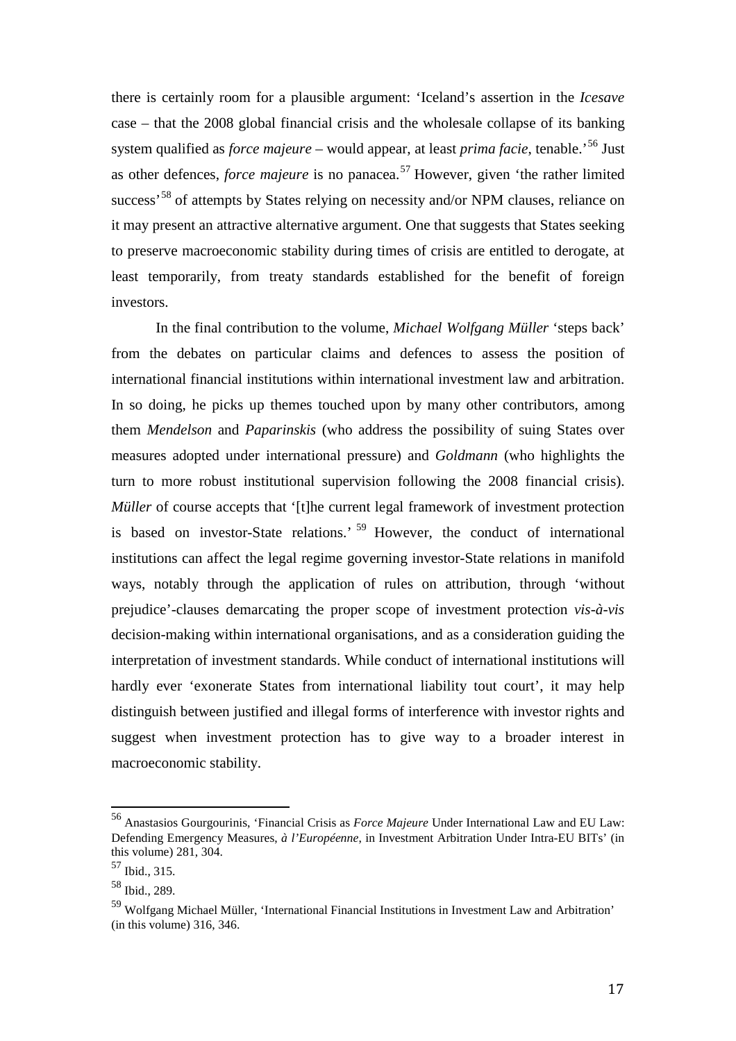there is certainly room for a plausible argument: 'Iceland's assertion in the *Icesave* case – that the 2008 global financial crisis and the wholesale collapse of its banking system qualified as *force majeure* – would appear, at least *prima facie*, tenable.'[56] Just as other defences, *force majeure* is no panacea.[57] However, given 'the rather limited success'[58] of attempts by States relying on necessity and/or NPM clauses, reliance on it may present an attractive alternative argument. One that suggests that States seeking to preserve macroeconomic stability during times of crisis are entitled to derogate, at least temporarily, from treaty standards established for the benefit of foreign investors.

In the final contribution to the volume, *Michael Wolfgang Müller* 'steps back' from the debates on particular claims and defences to assess the position of international financial institutions within international investment law and arbitration. In so doing, he picks up themes touched upon by many other contributors, among them *Mendelson* and *Paparinskis* (who address the possibility of suing States over measures adopted under international pressure) and *Goldmann* (who highlights the turn to more robust institutional supervision following the 2008 financial crisis). *Müller* of course accepts that '[t]he current legal framework of investment protection is based on investor-State relations.'[59] However, the conduct of international institutions can affect the legal regime governing investor-State relations in manifold ways, notably through the application of rules on attribution, through 'without prejudice'-clauses demarcating the proper scope of investment protection *vis-à-vis* decision-making within international organisations, and as a consideration guiding the interpretation of investment standards. While conduct of international institutions will hardly ever 'exonerate States from international liability tout court', it may help distinguish between justified and illegal forms of interference with investor rights and suggest when investment protection has to give way to a broader interest in macroeconomic stability.

---

[56] Anastasios Gourgourinis, 'Financial Crisis as *Force Majeure* Under International Law and EU Law: Defending Emergency Measures, *à l'Européenne*, in Investment Arbitration Under Intra-EU BITs' (in this volume) 281, 304.

[57] Ibid., 315.

[58] Ibid., 289.

[59] Wolfgang Michael Müller, 'International Financial Institutions in Investment Law and Arbitration' (in this volume) 316, 346.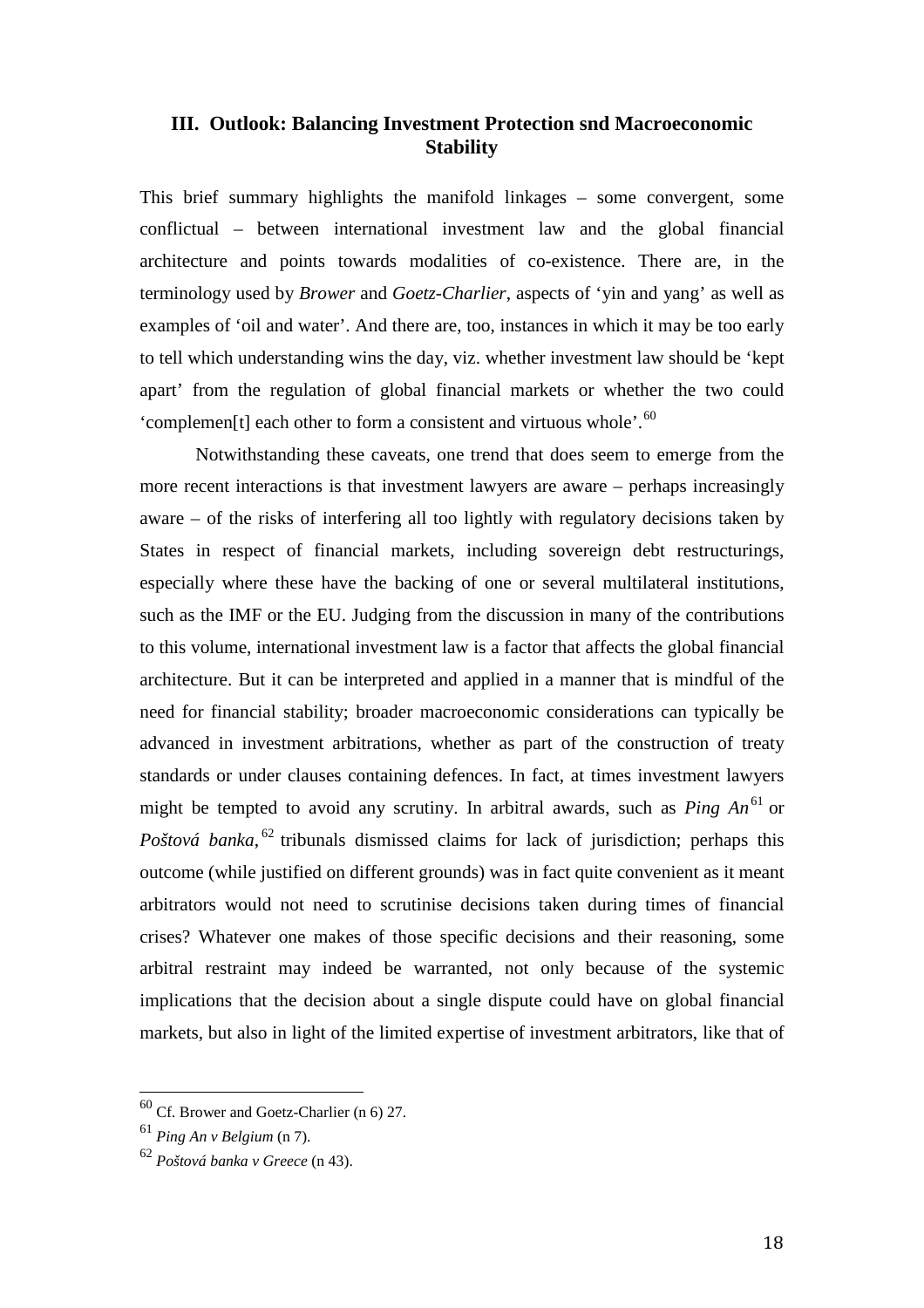## III. Outlook: Balancing Investment Protection snd Macroeconomic Stability

This brief summary highlights the manifold linkages – some convergent, some conflictual – between international investment law and the global financial architecture and points towards modalities of co-existence. There are, in the terminology used by *Brower* and *Goetz-Charlier*, aspects of 'yin and yang' as well as examples of 'oil and water'. And there are, too, instances in which it may be too early to tell which understanding wins the day, viz. whether investment law should be 'kept apart' from the regulation of global financial markets or whether the two could 'complemen[t] each other to form a consistent and virtuous whole'.[60]

Notwithstanding these caveats, one trend that does seem to emerge from the more recent interactions is that investment lawyers are aware – perhaps increasingly aware – of the risks of interfering all too lightly with regulatory decisions taken by States in respect of financial markets, including sovereign debt restructurings, especially where these have the backing of one or several multilateral institutions, such as the IMF or the EU. Judging from the discussion in many of the contributions to this volume, international investment law is a factor that affects the global financial architecture. But it can be interpreted and applied in a manner that is mindful of the need for financial stability; broader macroeconomic considerations can typically be advanced in investment arbitrations, whether as part of the construction of treaty standards or under clauses containing defences. In fact, at times investment lawyers might be tempted to avoid any scrutiny. In arbitral awards, such as *Ping An*[61] or *Poštová banka*,[62] tribunals dismissed claims for lack of jurisdiction; perhaps this outcome (while justified on different grounds) was in fact quite convenient as it meant arbitrators would not need to scrutinise decisions taken during times of financial crises? Whatever one makes of those specific decisions and their reasoning, some arbitral restraint may indeed be warranted, not only because of the systemic implications that the decision about a single dispute could have on global financial markets, but also in light of the limited expertise of investment arbitrators, like that of

---

[60] Cf. Brower and Goetz-Charlier (n 6) 27.

[61] *Ping An v Belgium* (n 7).

[62] *Poštová banka v Greece* (n 43).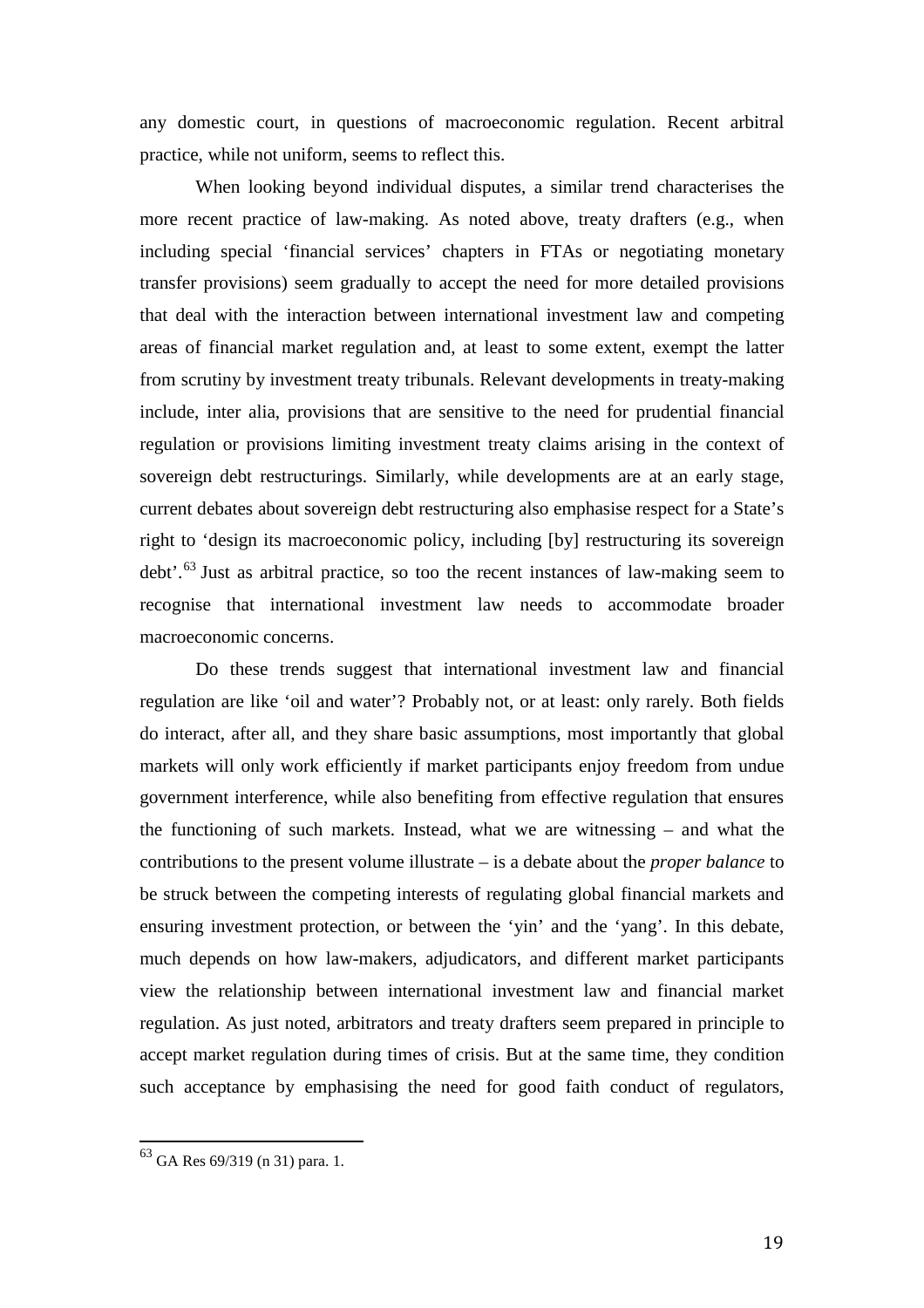any domestic court, in questions of macroeconomic regulation. Recent arbitral practice, while not uniform, seems to reflect this.

When looking beyond individual disputes, a similar trend characterises the more recent practice of law-making. As noted above, treaty drafters (e.g., when including special 'financial services' chapters in FTAs or negotiating monetary transfer provisions) seem gradually to accept the need for more detailed provisions that deal with the interaction between international investment law and competing areas of financial market regulation and, at least to some extent, exempt the latter from scrutiny by investment treaty tribunals. Relevant developments in treaty-making include, inter alia, provisions that are sensitive to the need for prudential financial regulation or provisions limiting investment treaty claims arising in the context of sovereign debt restructurings. Similarly, while developments are at an early stage, current debates about sovereign debt restructuring also emphasise respect for a State's right to 'design its macroeconomic policy, including [by] restructuring its sovereign debt'.[63] Just as arbitral practice, so too the recent instances of law-making seem to recognise that international investment law needs to accommodate broader macroeconomic concerns.

Do these trends suggest that international investment law and financial regulation are like 'oil and water'? Probably not, or at least: only rarely. Both fields do interact, after all, and they share basic assumptions, most importantly that global markets will only work efficiently if market participants enjoy freedom from undue government interference, while also benefiting from effective regulation that ensures the functioning of such markets. Instead, what we are witnessing – and what the contributions to the present volume illustrate – is a debate about the *proper balance* to be struck between the competing interests of regulating global financial markets and ensuring investment protection, or between the 'yin' and the 'yang'. In this debate, much depends on how law-makers, adjudicators, and different market participants view the relationship between international investment law and financial market regulation. As just noted, arbitrators and treaty drafters seem prepared in principle to accept market regulation during times of crisis. But at the same time, they condition such acceptance by emphasising the need for good faith conduct of regulators,

[63] GA Res 69/319 (n 31) para. 1.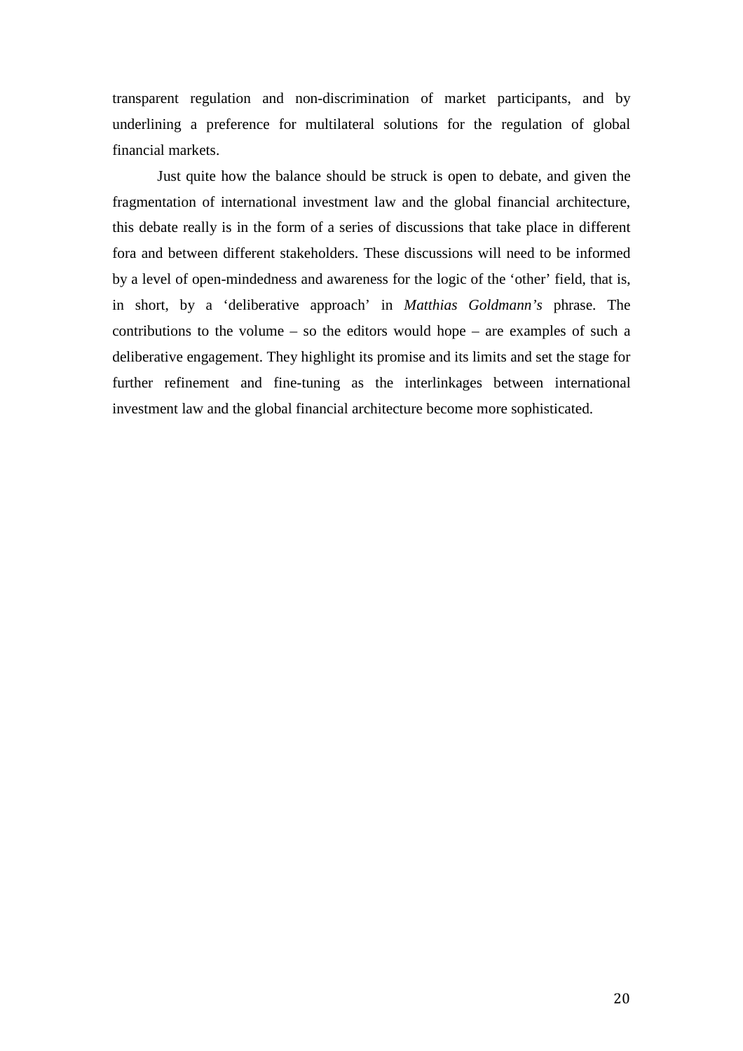transparent regulation and non-discrimination of market participants, and by underlining a preference for multilateral solutions for the regulation of global financial markets.

Just quite how the balance should be struck is open to debate, and given the fragmentation of international investment law and the global financial architecture, this debate really is in the form of a series of discussions that take place in different fora and between different stakeholders. These discussions will need to be informed by a level of open-mindedness and awareness for the logic of the 'other' field, that is, in short, by a 'deliberative approach' in *Matthias Goldmann's* phrase. The contributions to the volume – so the editors would hope – are examples of such a deliberative engagement. They highlight its promise and its limits and set the stage for further refinement and fine-tuning as the interlinkages between international investment law and the global financial architecture become more sophisticated.